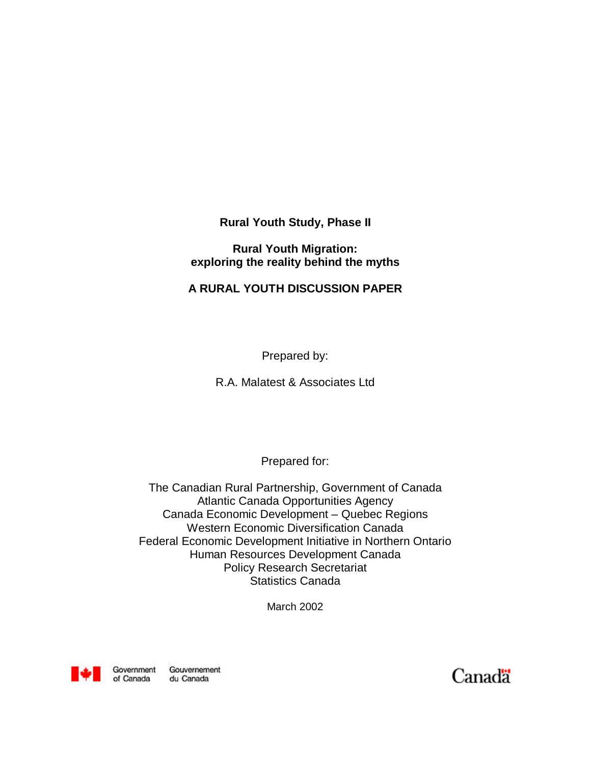# Rural Youth Study, Phase II

## Rural Youth Migration: exploring the reality behind the myths

## A RURAL YOUTH DISCUSSION PAPER

Prepared by:

R.A. Malatest & Associates Ltd

Prepared for:

The Canadian Rural Partnership, Government of Canada
Atlantic Canada Opportunities Agency
Canada Economic Development – Quebec Regions
Western Economic Diversification Canada
Federal Economic Development Initiative in Northern Ontario
Human Resources Development Canada
Policy Research Secretariat
Statistics Canada

March 2002

Government of Canada Gouvernement du Canada

Canada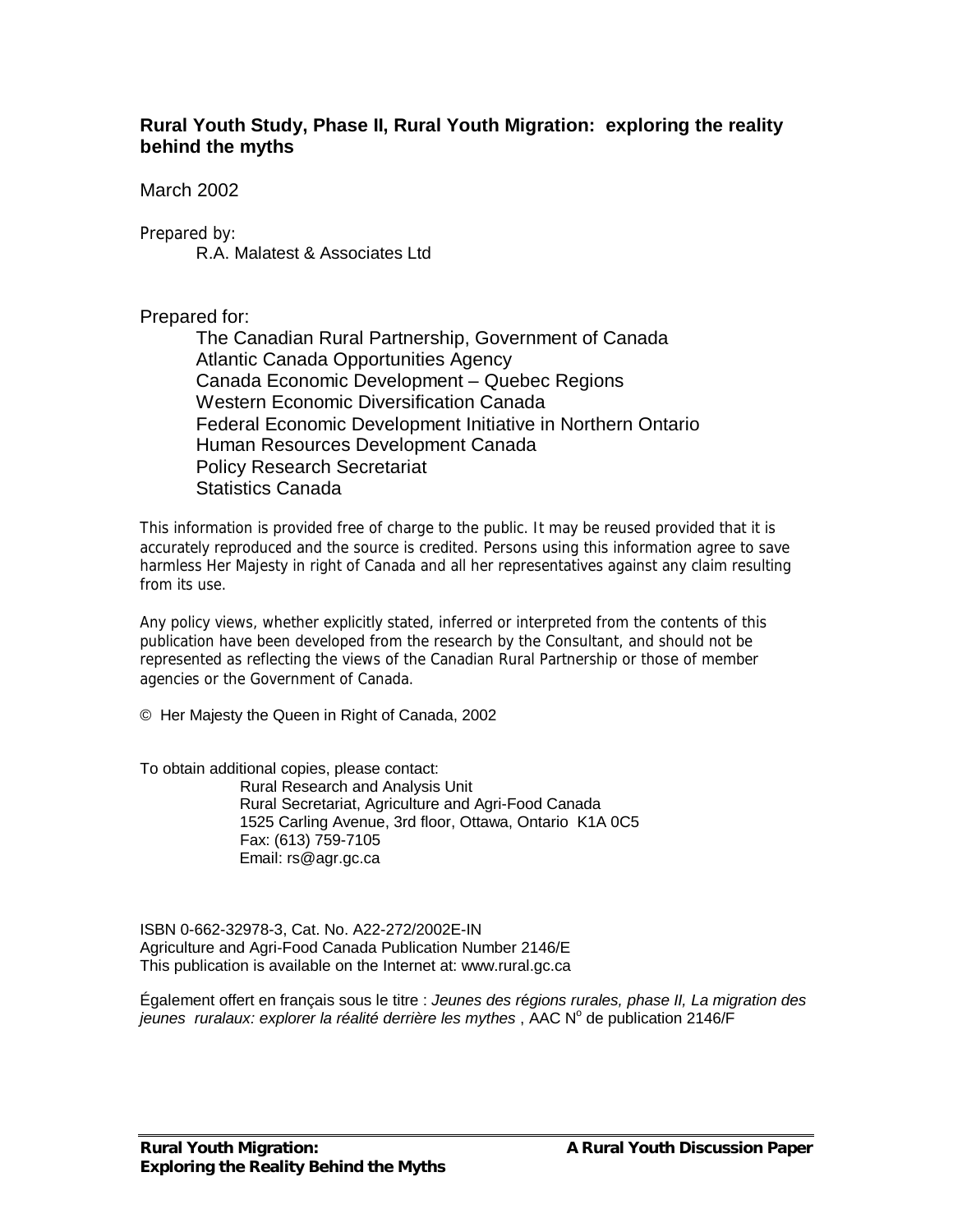**Rural Youth Study, Phase II, Rural Youth Migration: exploring the reality behind the myths**

March 2002

Prepared by:

R.A. Malatest & Associates Ltd

Prepared for:

The Canadian Rural Partnership, Government of Canada
Atlantic Canada Opportunities Agency
Canada Economic Development – Quebec Regions
Western Economic Diversification Canada
Federal Economic Development Initiative in Northern Ontario
Human Resources Development Canada
Policy Research Secretariat
Statistics Canada

This information is provided free of charge to the public. It may be reused provided that it is accurately reproduced and the source is credited. Persons using this information agree to save harmless Her Majesty in right of Canada and all her representatives against any claim resulting from its use.

Any policy views, whether explicitly stated, inferred or interpreted from the contents of this publication have been developed from the research by the Consultant, and should not be represented as reflecting the views of the Canadian Rural Partnership or those of member agencies or the Government of Canada.

© Her Majesty the Queen in Right of Canada, 2002

To obtain additional copies, please contact:

Rural Research and Analysis Unit
Rural Secretariat, Agriculture and Agri-Food Canada
1525 Carling Avenue, 3rd floor, Ottawa, Ontario K1A 0C5
Fax: (613) 759-7105
Email: rs@agr.gc.ca

ISBN 0-662-32978-3, Cat. No. A22-272/2002E-IN
Agriculture and Agri-Food Canada Publication Number 2146/E
This publication is available on the Internet at: www.rural.gc.ca

Également offert en français sous le titre : *Jeunes des régions rurales, phase II, La migration des jeunes ruralaux: explorer la réalité derrière les mythes* , AAC N° de publication 2146/F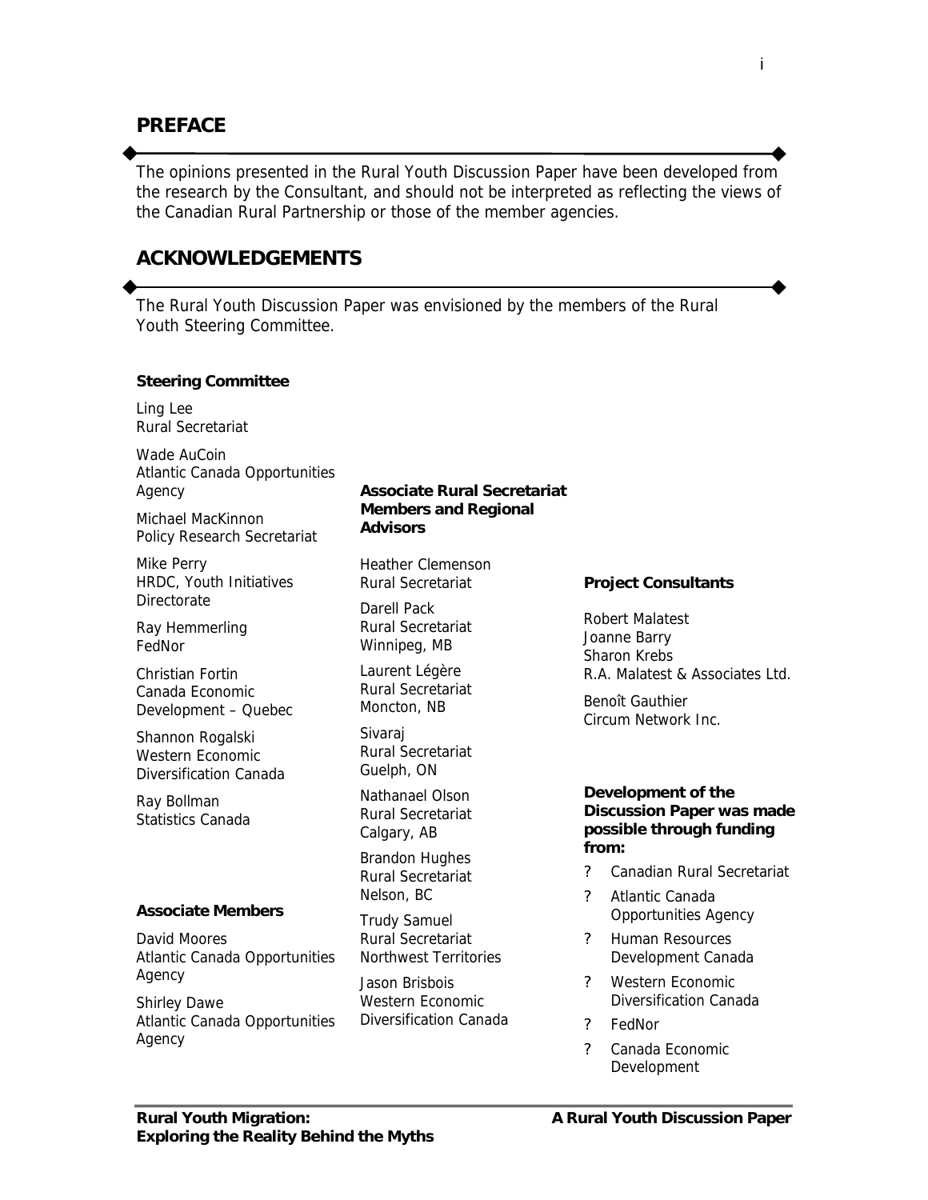## PREFACE

The opinions presented in the Rural Youth Discussion Paper have been developed from the research by the Consultant, and should not be interpreted as reflecting the views of the Canadian Rural Partnership or those of the member agencies.

## ACKNOWLEDGEMENTS

The Rural Youth Discussion Paper was envisioned by the members of the Rural Youth Steering Committee.

**Steering Committee**

Ling Lee
Rural Secretariat

Wade AuCoin
Atlantic Canada Opportunities Agency

Michael MacKinnon
Policy Research Secretariat

Mike Perry
HRDC, Youth Initiatives Directorate

Ray Hemmerling
FedNor

Christian Fortin
Canada Economic Development – Quebec

Shannon Rogalski
Western Economic Diversification Canada

Ray Bollman
Statistics Canada

**Associate Members**

David Moores
Atlantic Canada Opportunities Agency

Shirley Dawe
Atlantic Canada Opportunities Agency

**Associate Rural Secretariat Members and Regional Advisors**

Heather Clemenson
Rural Secretariat

Darell Pack
Rural Secretariat
Winnipeg, MB

Laurent Légère
Rural Secretariat
Moncton, NB

Sivaraj
Rural Secretariat
Guelph, ON

Nathanael Olson
Rural Secretariat
Calgary, AB

Brandon Hughes
Rural Secretariat
Nelson, BC

Trudy Samuel
Rural Secretariat
Northwest Territories

Jason Brisbois
Western Economic Diversification Canada

**Project Consultants**

Robert Malatest
Joanne Barry
Sharon Krebs
R.A. Malatest & Associates Ltd.

Benoît Gauthier
Circum Network Inc.

**Development of the Discussion Paper was made possible through funding from:**

- Canadian Rural Secretariat
- Atlantic Canada Opportunities Agency
- Human Resources Development Canada
- Western Economic Diversification Canada
- FedNor
- Canada Economic Development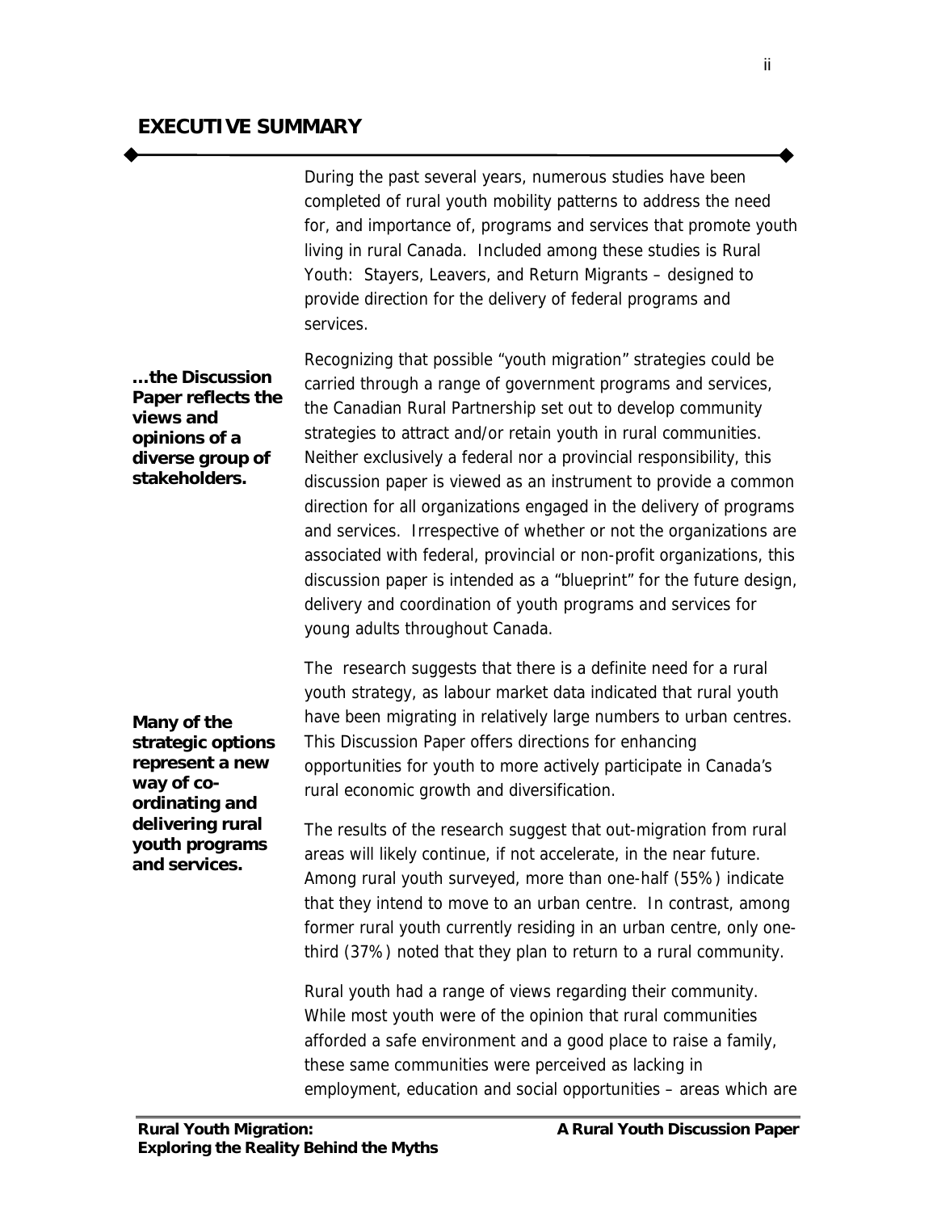## EXECUTIVE SUMMARY

During the past several years, numerous studies have been completed of rural youth mobility patterns to address the need for, and importance of, programs and services that promote youth living in rural Canada. Included among these studies is Rural Youth: Stayers, Leavers, and Return Migrants – designed to provide direction for the delivery of federal programs and services.

**…the Discussion Paper reflects the views and opinions of a diverse group of stakeholders.**

Recognizing that possible "youth migration" strategies could be carried through a range of government programs and services, the Canadian Rural Partnership set out to develop community strategies to attract and/or retain youth in rural communities. Neither exclusively a federal nor a provincial responsibility, this discussion paper is viewed as an instrument to provide a common direction for all organizations engaged in the delivery of programs and services. Irrespective of whether or not the organizations are associated with federal, provincial or non-profit organizations, this discussion paper is intended as a "blueprint" for the future design, delivery and coordination of youth programs and services for young adults throughout Canada.

**Many of the strategic options represent a new way of co-ordinating and delivering rural youth programs and services.**

The research suggests that there is a definite need for a rural youth strategy, as labour market data indicated that rural youth have been migrating in relatively large numbers to urban centres. This Discussion Paper offers directions for enhancing opportunities for youth to more actively participate in Canada's rural economic growth and diversification.

The results of the research suggest that out-migration from rural areas will likely continue, if not accelerate, in the near future. Among rural youth surveyed, more than one-half (55%) indicate that they intend to move to an urban centre. In contrast, among former rural youth currently residing in an urban centre, only one-third (37%) noted that they plan to return to a rural community.

Rural youth had a range of views regarding their community. While most youth were of the opinion that rural communities afforded a safe environment and a good place to raise a family, these same communities were perceived as lacking in employment, education and social opportunities – areas which are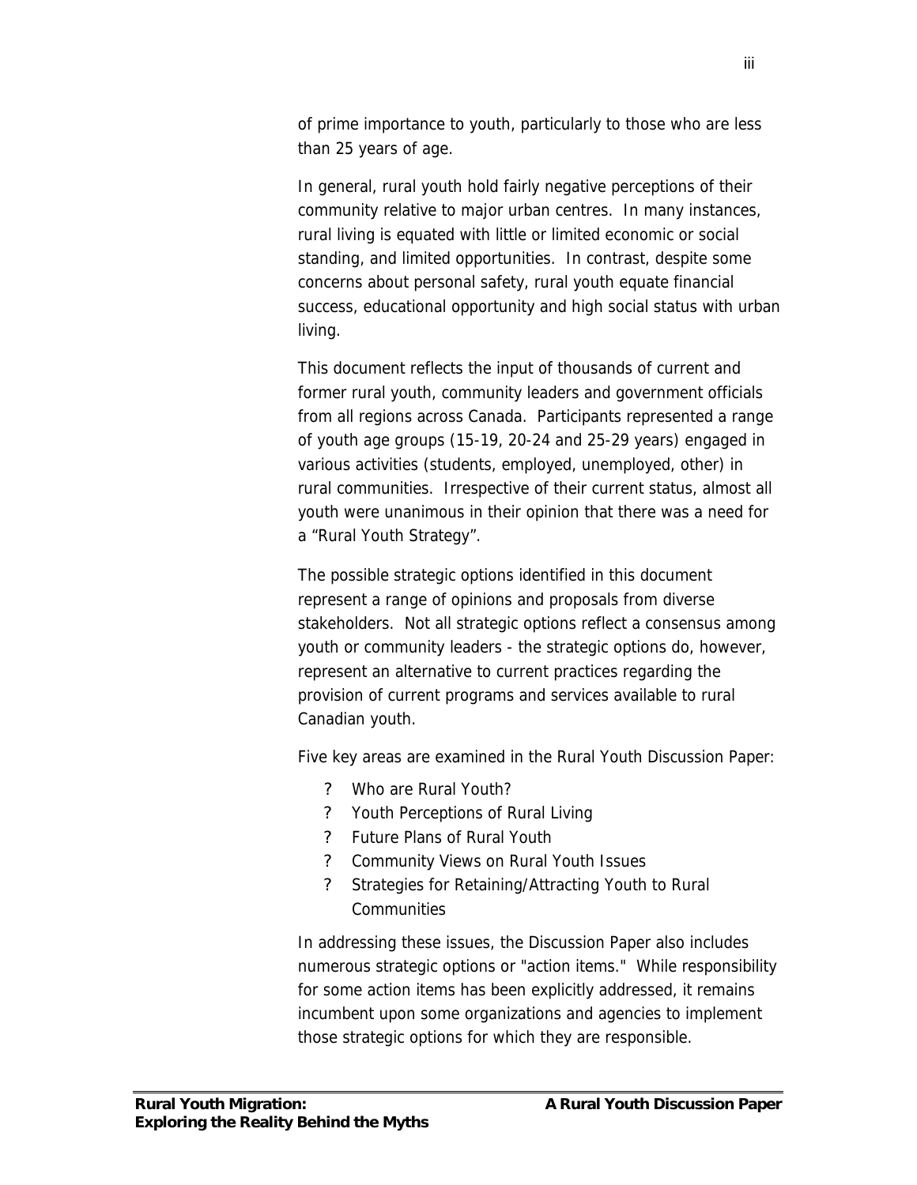of prime importance to youth, particularly to those who are less than 25 years of age.

In general, rural youth hold fairly negative perceptions of their community relative to major urban centres. In many instances, rural living is equated with little or limited economic or social standing, and limited opportunities. In contrast, despite some concerns about personal safety, rural youth equate financial success, educational opportunity and high social status with urban living.

This document reflects the input of thousands of current and former rural youth, community leaders and government officials from all regions across Canada. Participants represented a range of youth age groups (15-19, 20-24 and 25-29 years) engaged in various activities (students, employed, unemployed, other) in rural communities. Irrespective of their current status, almost all youth were unanimous in their opinion that there was a need for a "Rural Youth Strategy".

The possible strategic options identified in this document represent a range of opinions and proposals from diverse stakeholders. Not all strategic options reflect a consensus among youth or community leaders - the strategic options do, however, represent an alternative to current practices regarding the provision of current programs and services available to rural Canadian youth.

Five key areas are examined in the Rural Youth Discussion Paper:

- Who are Rural Youth?
- Youth Perceptions of Rural Living
- Future Plans of Rural Youth
- Community Views on Rural Youth Issues
- Strategies for Retaining/Attracting Youth to Rural Communities

In addressing these issues, the Discussion Paper also includes numerous strategic options or "action items." While responsibility for some action items has been explicitly addressed, it remains incumbent upon some organizations and agencies to implement those strategic options for which they are responsible.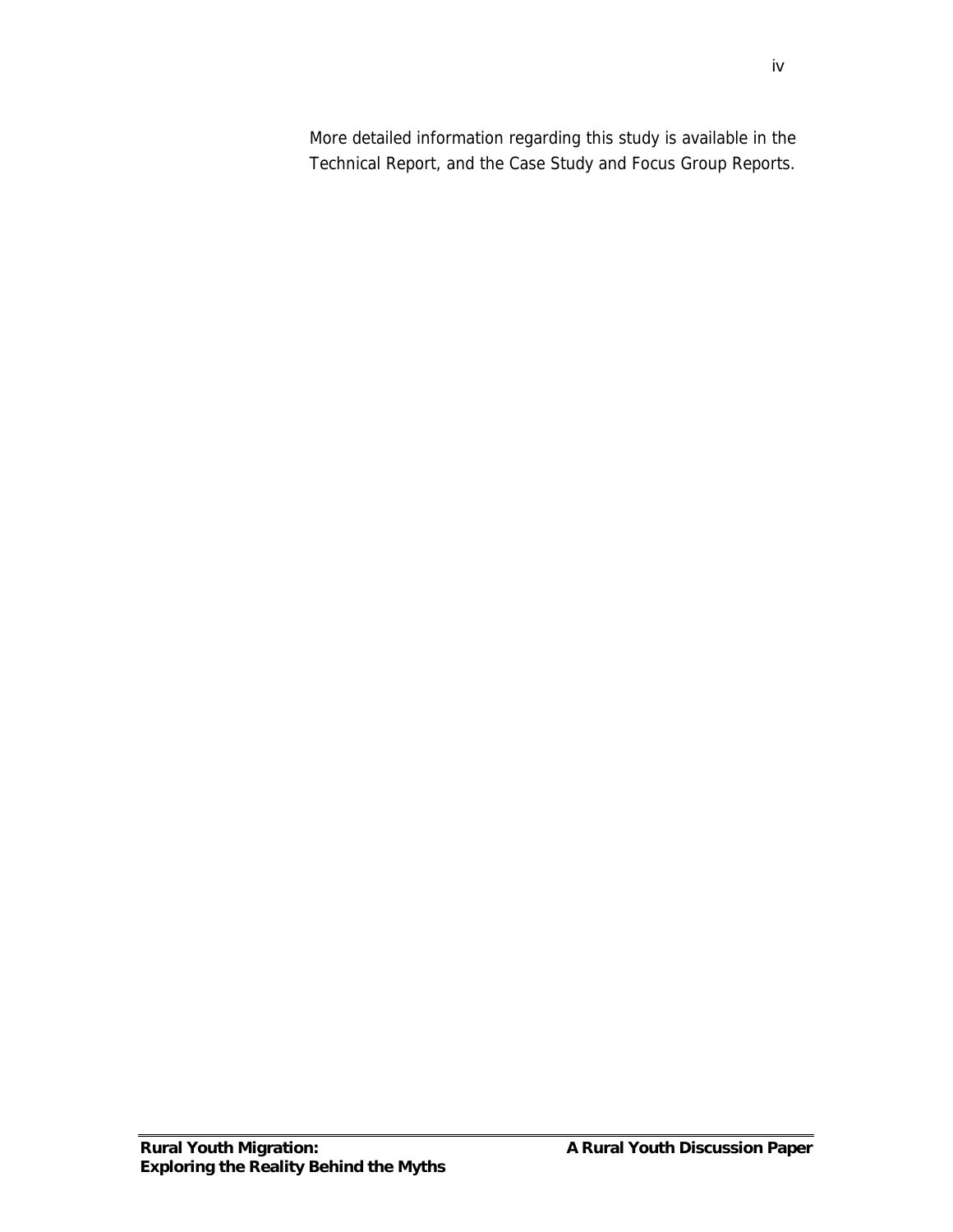More detailed information regarding this study is available in the Technical Report, and the Case Study and Focus Group Reports.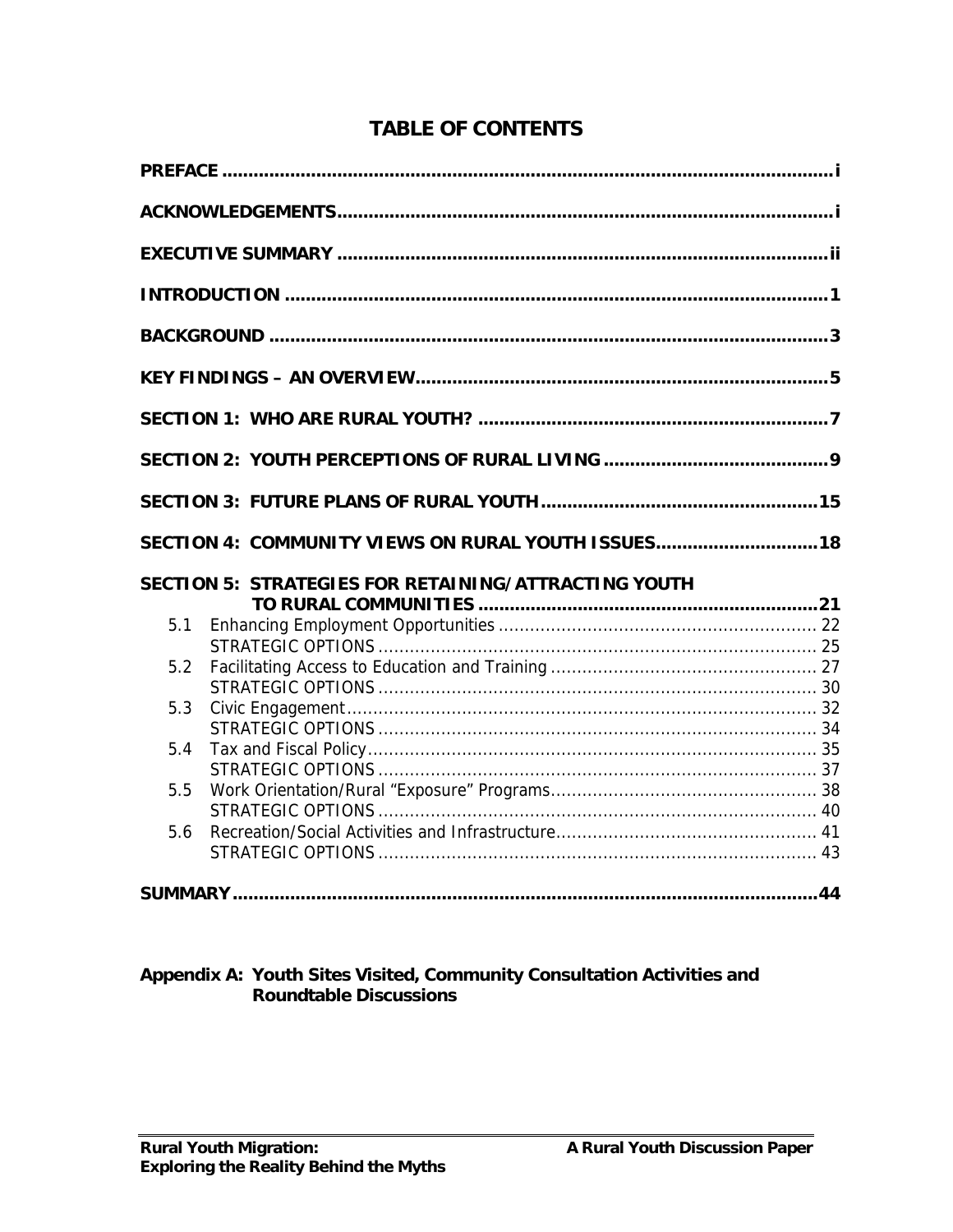# TABLE OF CONTENTS

| | |
|---|---|
| **PREFACE** | **i** |
| **ACKNOWLEDGEMENTS** | **i** |
| **EXECUTIVE SUMMARY** | **ii** |
| **INTRODUCTION** | **1** |
| **BACKGROUND** | **3** |
| **KEY FINDINGS – AN OVERVIEW** | **5** |
| **SECTION 1: WHO ARE RURAL YOUTH?** | **7** |
| **SECTION 2: YOUTH PERCEPTIONS OF RURAL LIVING** | **9** |
| **SECTION 3: FUTURE PLANS OF RURAL YOUTH** | **15** |
| **SECTION 4: COMMUNITY VIEWS ON RURAL YOUTH ISSUES** | **18** |
| **SECTION 5: STRATEGIES FOR RETAINING/ATTRACTING YOUTH TO RURAL COMMUNITIES** | **21** |
| 5.1 Enhancing Employment Opportunities | 22 |
| STRATEGIC OPTIONS | 25 |
| 5.2 Facilitating Access to Education and Training | 27 |
| STRATEGIC OPTIONS | 30 |
| 5.3 Civic Engagement | 32 |
| STRATEGIC OPTIONS | 34 |
| 5.4 Tax and Fiscal Policy | 35 |
| STRATEGIC OPTIONS | 37 |
| 5.5 Work Orientation/Rural "Exposure" Programs | 38 |
| STRATEGIC OPTIONS | 40 |
| 5.6 Recreation/Social Activities and Infrastructure | 41 |
| STRATEGIC OPTIONS | 43 |
| **SUMMARY** | **44** |

**Appendix A: Youth Sites Visited, Community Consultation Activities and Roundtable Discussions**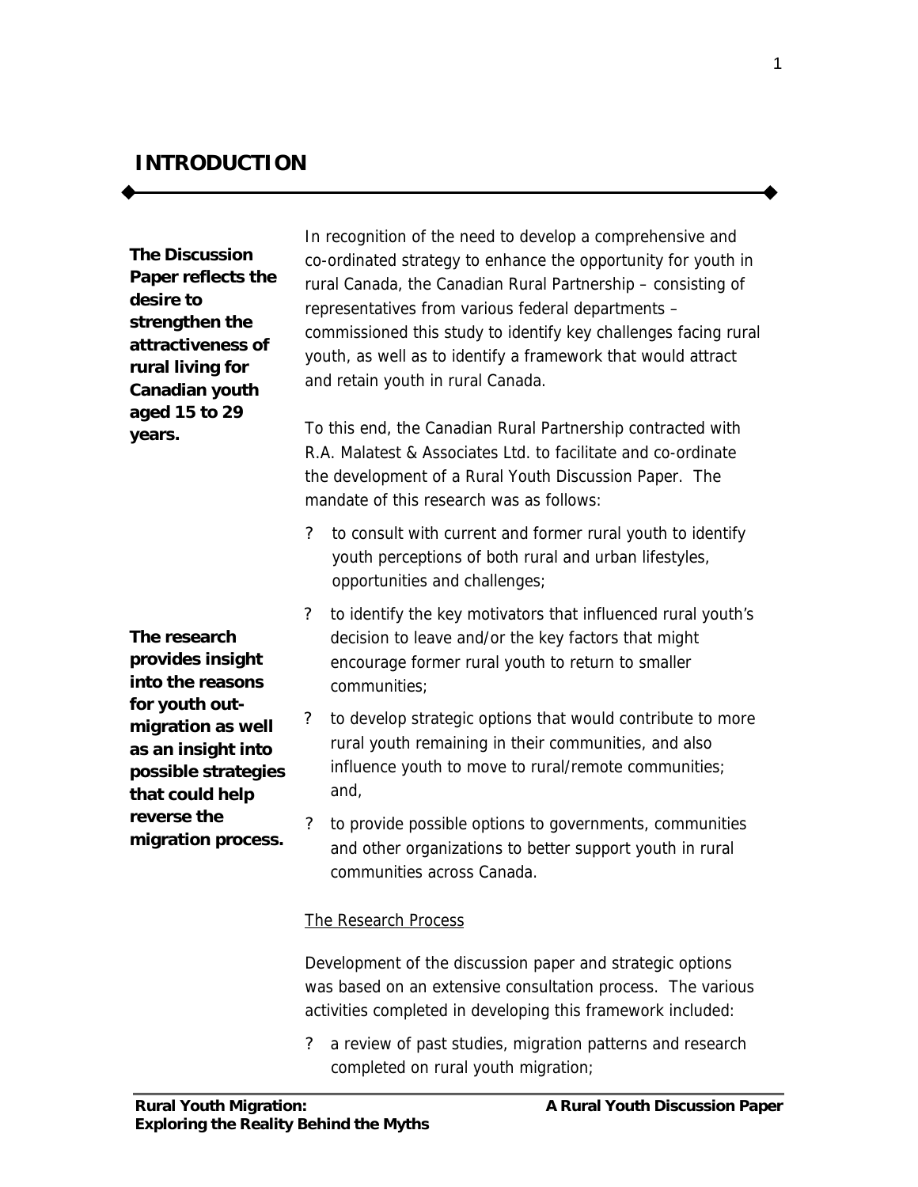# INTRODUCTION

**The Discussion Paper reflects the desire to strengthen the attractiveness of rural living for Canadian youth aged 15 to 29 years.**

In recognition of the need to develop a comprehensive and co-ordinated strategy to enhance the opportunity for youth in rural Canada, the Canadian Rural Partnership – consisting of representatives from various federal departments – commissioned this study to identify key challenges facing rural youth, as well as to identify a framework that would attract and retain youth in rural Canada.

To this end, the Canadian Rural Partnership contracted with R.A. Malatest & Associates Ltd. to facilitate and co-ordinate the development of a Rural Youth Discussion Paper. The mandate of this research was as follows:

**The research provides insight into the reasons for youth out-migration as well as an insight into possible strategies that could help reverse the migration process.**

- to consult with current and former rural youth to identify youth perceptions of both rural and urban lifestyles, opportunities and challenges;
- to identify the key motivators that influenced rural youth's decision to leave and/or the key factors that might encourage former rural youth to return to smaller communities;
- to develop strategic options that would contribute to more rural youth remaining in their communities, and also influence youth to move to rural/remote communities; and,
- to provide possible options to governments, communities and other organizations to better support youth in rural communities across Canada.

<u>The Research Process</u>

Development of the discussion paper and strategic options was based on an extensive consultation process. The various activities completed in developing this framework included:

- a review of past studies, migration patterns and research completed on rural youth migration;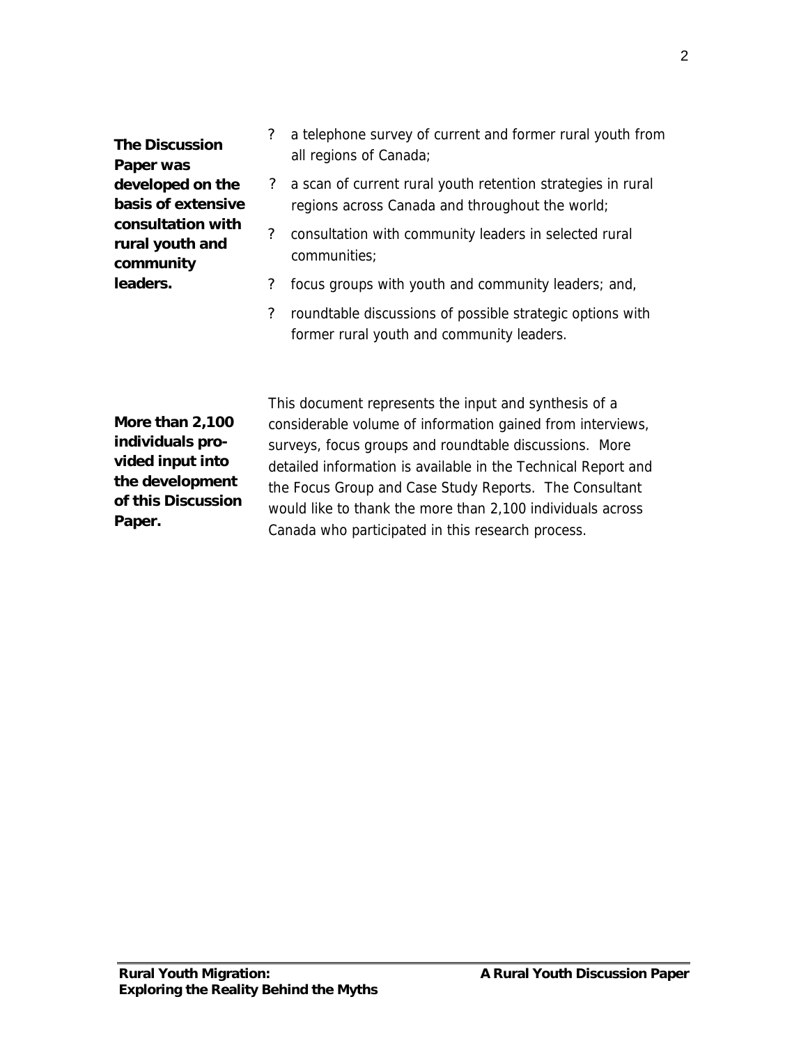**The Discussion Paper was developed on the basis of extensive consultation with rural youth and community leaders.**

- a telephone survey of current and former rural youth from all regions of Canada;
- a scan of current rural youth retention strategies in rural regions across Canada and throughout the world;
- consultation with community leaders in selected rural communities;
- focus groups with youth and community leaders; and,
- roundtable discussions of possible strategic options with former rural youth and community leaders.

**More than 2,100 individuals provided input into the development of this Discussion Paper.**

This document represents the input and synthesis of a considerable volume of information gained from interviews, surveys, focus groups and roundtable discussions. More detailed information is available in the Technical Report and the Focus Group and Case Study Reports. The Consultant would like to thank the more than 2,100 individuals across Canada who participated in this research process.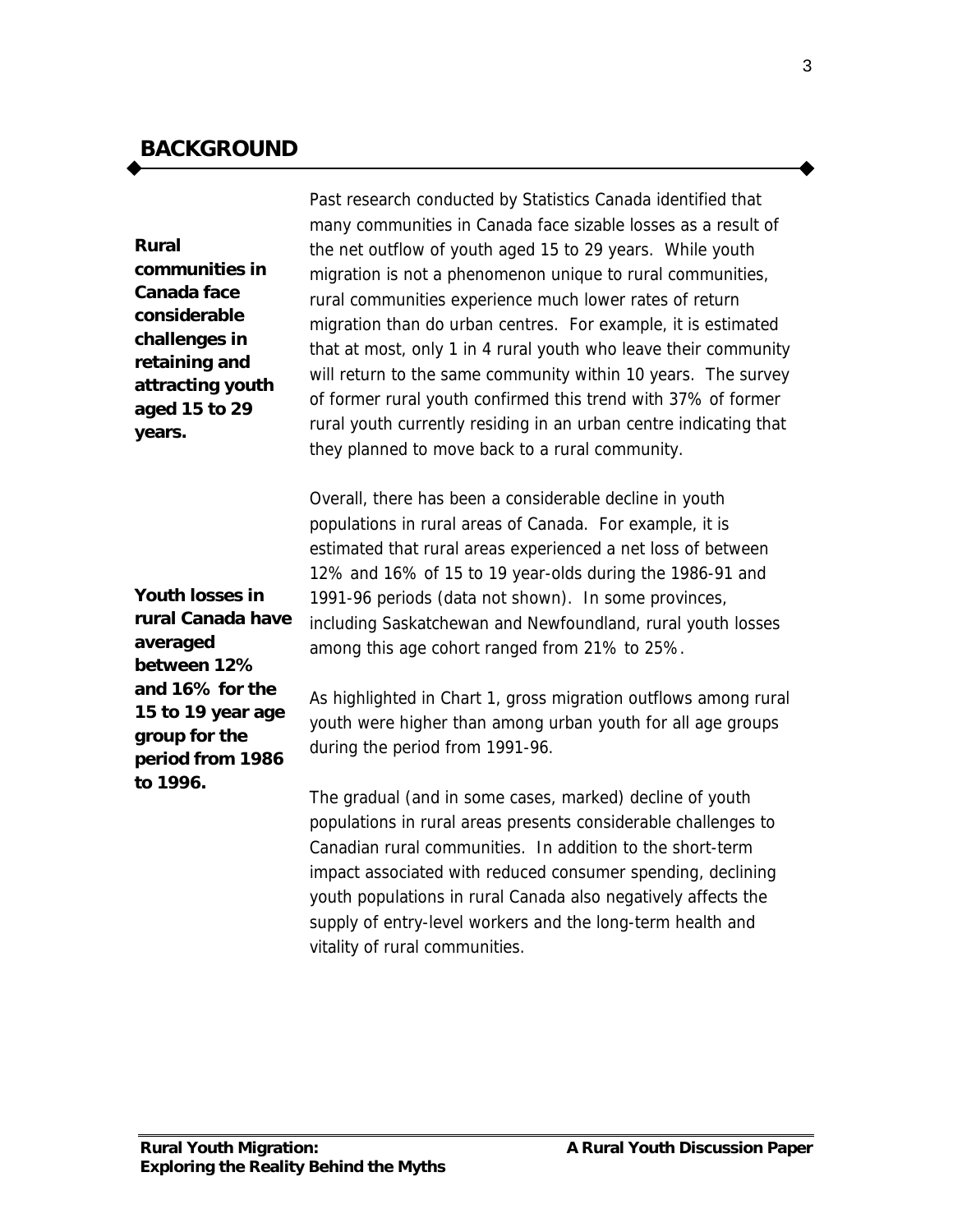## BACKGROUND

**Rural communities in Canada face considerable challenges in retaining and attracting youth aged 15 to 29 years.**

Past research conducted by Statistics Canada identified that many communities in Canada face sizable losses as a result of the net outflow of youth aged 15 to 29 years. While youth migration is not a phenomenon unique to rural communities, rural communities experience much lower rates of return migration than do urban centres. For example, it is estimated that at most, only 1 in 4 rural youth who leave their community will return to the same community within 10 years. The survey of former rural youth confirmed this trend with 37% of former rural youth currently residing in an urban centre indicating that they planned to move back to a rural community.

**Youth losses in rural Canada have averaged between 12% and 16% for the 15 to 19 year age group for the period from 1986 to 1996.**

Overall, there has been a considerable decline in youth populations in rural areas of Canada. For example, it is estimated that rural areas experienced a net loss of between 12% and 16% of 15 to 19 year-olds during the 1986-91 and 1991-96 periods (data not shown). In some provinces, including Saskatchewan and Newfoundland, rural youth losses among this age cohort ranged from 21% to 25%.

As highlighted in Chart 1, gross migration outflows among rural youth were higher than among urban youth for all age groups during the period from 1991-96.

The gradual (and in some cases, marked) decline of youth populations in rural areas presents considerable challenges to Canadian rural communities. In addition to the short-term impact associated with reduced consumer spending, declining youth populations in rural Canada also negatively affects the supply of entry-level workers and the long-term health and vitality of rural communities.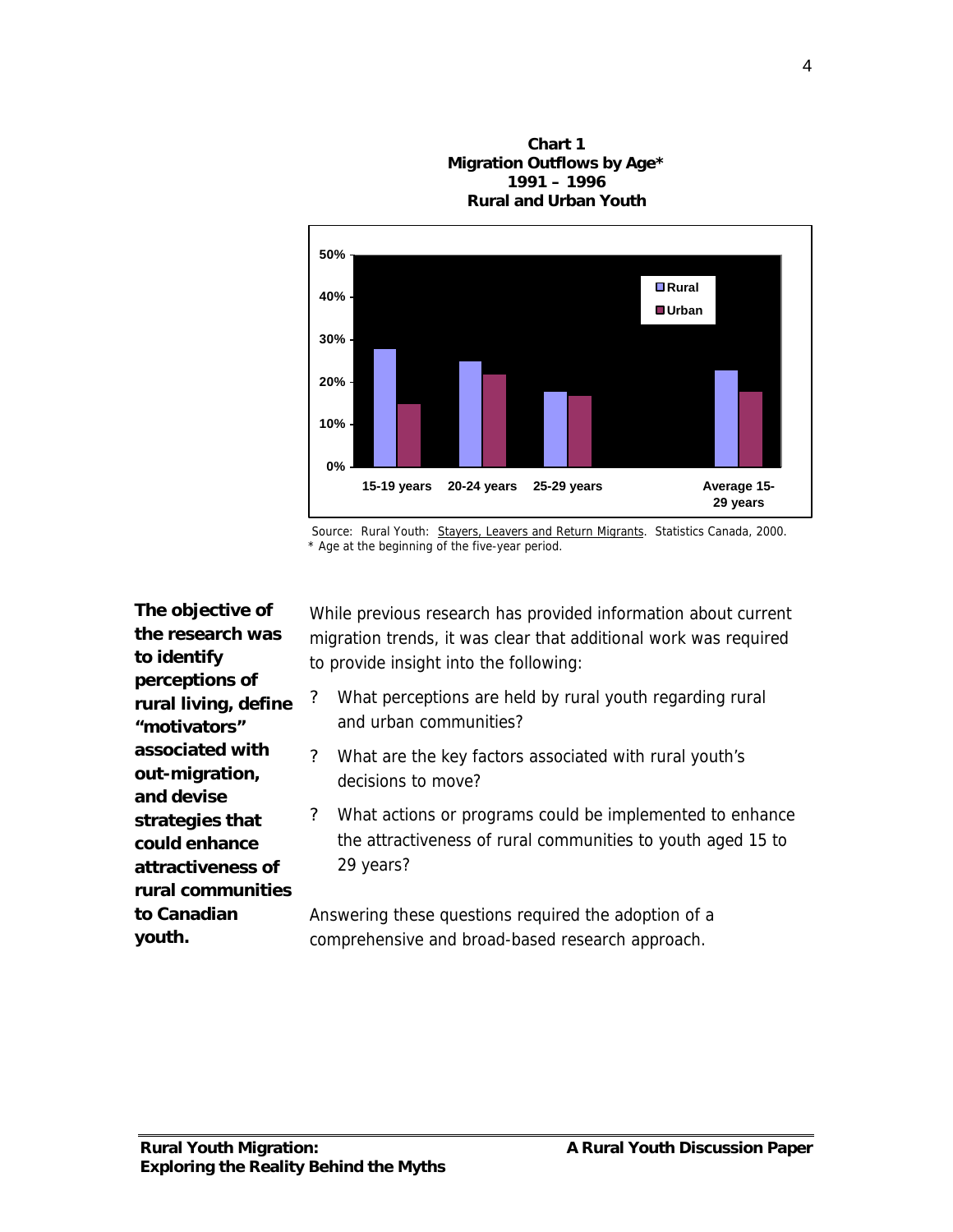**Chart 1**
**Migration Outflows by Age***
**1991 – 1996**
**Rural and Urban Youth**

| | Rural | Urban |
|---|---|---|
| 15-19 years | 28% | 15% |
| 20-24 years | 25% | 22% |
| 25-29 years | 18% | 17% |
| Average 15-29 years | 23% | 18% |

Source: Rural Youth: Stayers, Leavers and Return Migrants. Statistics Canada, 2000.
* Age at the beginning of the five-year period.

**The objective of the research was to identify perceptions of rural living, define "motivators" associated with out-migration, and devise strategies that could enhance attractiveness of rural communities to Canadian youth.**

While previous research has provided information about current migration trends, it was clear that additional work was required to provide insight into the following:

- What perceptions are held by rural youth regarding rural and urban communities?
- What are the key factors associated with rural youth's decisions to move?
- What actions or programs could be implemented to enhance the attractiveness of rural communities to youth aged 15 to 29 years?

Answering these questions required the adoption of a comprehensive and broad-based research approach.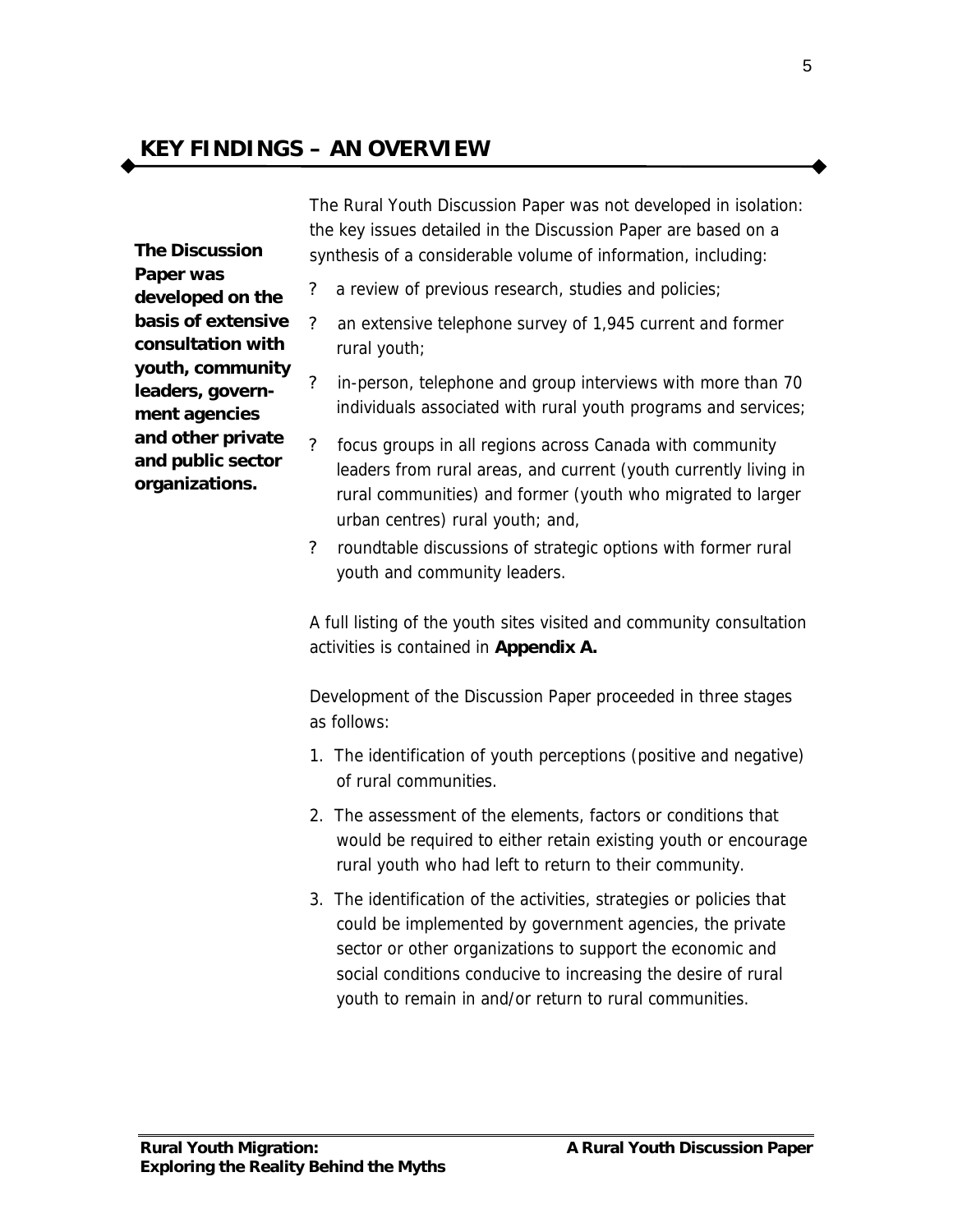## KEY FINDINGS – AN OVERVIEW

**The Discussion Paper was developed on the basis of extensive consultation with youth, community leaders, government agencies and other private and public sector organizations.**

The Rural Youth Discussion Paper was not developed in isolation: the key issues detailed in the Discussion Paper are based on a synthesis of a considerable volume of information, including:

- a review of previous research, studies and policies;
- an extensive telephone survey of 1,945 current and former rural youth;
- in-person, telephone and group interviews with more than 70 individuals associated with rural youth programs and services;
- focus groups in all regions across Canada with community leaders from rural areas, and current (youth currently living in rural communities) and former (youth who migrated to larger urban centres) rural youth; and,
- roundtable discussions of strategic options with former rural youth and community leaders.

A full listing of the youth sites visited and community consultation activities is contained in **Appendix A.**

Development of the Discussion Paper proceeded in three stages as follows:

1. The identification of youth perceptions (positive and negative) of rural communities.
2. The assessment of the elements, factors or conditions that would be required to either retain existing youth or encourage rural youth who had left to return to their community.
3. The identification of the activities, strategies or policies that could be implemented by government agencies, the private sector or other organizations to support the economic and social conditions conducive to increasing the desire of rural youth to remain in and/or return to rural communities.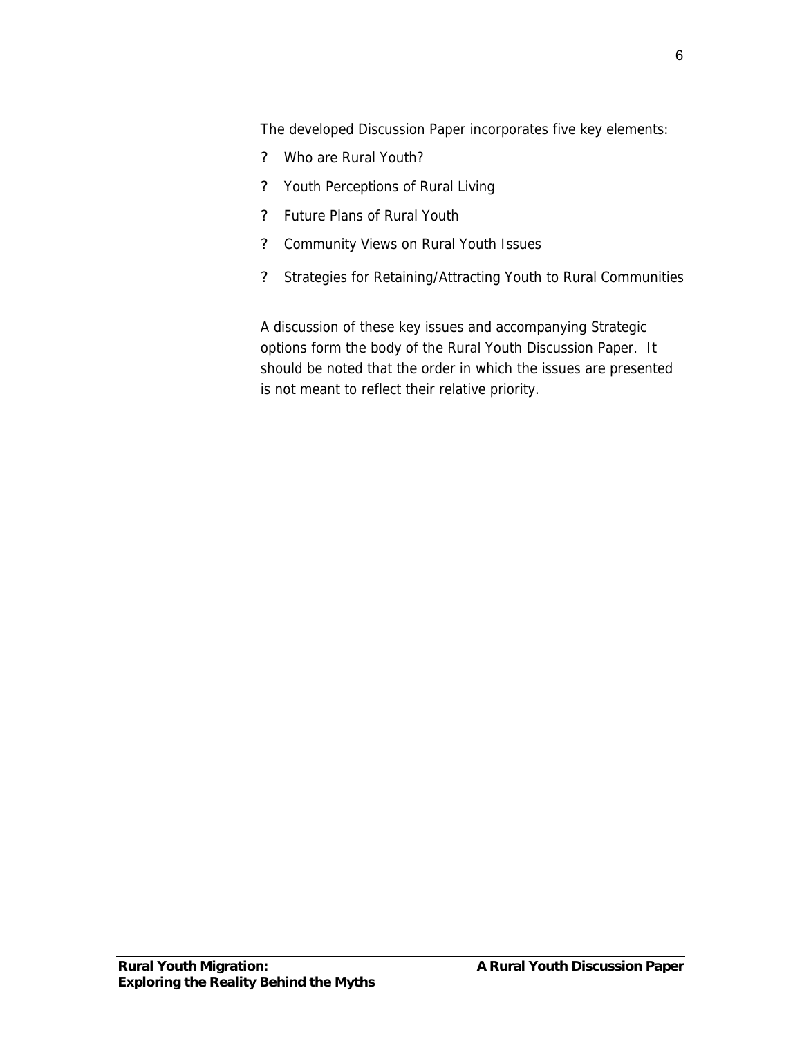The developed Discussion Paper incorporates five key elements:

- Who are Rural Youth?
- Youth Perceptions of Rural Living
- Future Plans of Rural Youth
- Community Views on Rural Youth Issues
- Strategies for Retaining/Attracting Youth to Rural Communities

A discussion of these key issues and accompanying Strategic options form the body of the Rural Youth Discussion Paper. It should be noted that the order in which the issues are presented is not meant to reflect their relative priority.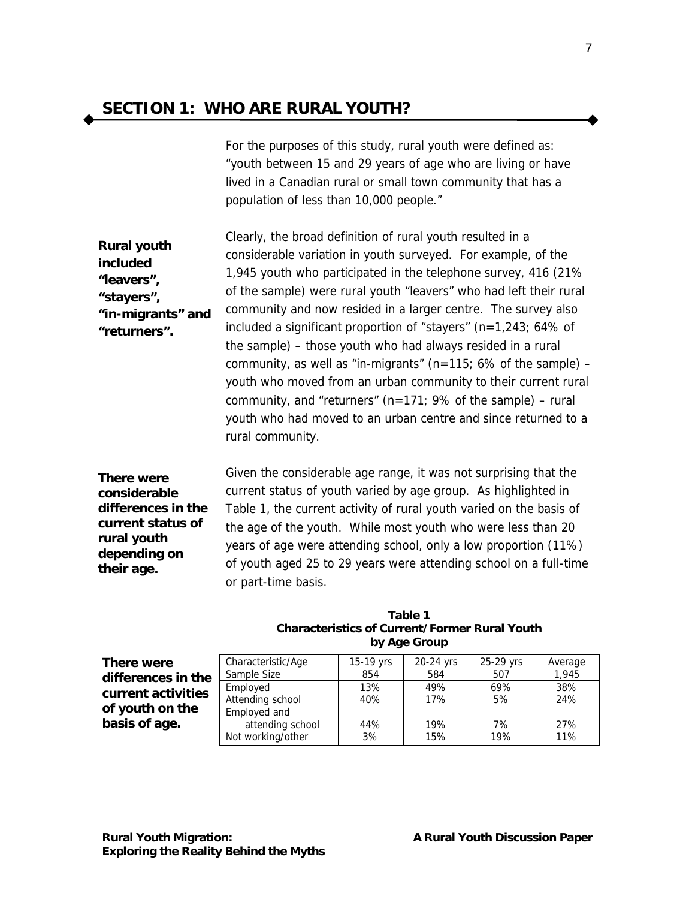## SECTION 1: WHO ARE RURAL YOUTH?

For the purposes of this study, rural youth were defined as: "youth between 15 and 29 years of age who are living or have lived in a Canadian rural or small town community that has a population of less than 10,000 people."

**Rural youth included "leavers", "stayers", "in-migrants" and "returners".**

Clearly, the broad definition of rural youth resulted in a considerable variation in youth surveyed. For example, of the 1,945 youth who participated in the telephone survey, 416 (21% of the sample) were rural youth "leavers" who had left their rural community and now resided in a larger centre. The survey also included a significant proportion of "stayers" (n=1,243; 64% of the sample) – those youth who had always resided in a rural community, as well as "in-migrants" (n=115; 6% of the sample) – youth who moved from an urban community to their current rural community, and "returners" (n=171; 9% of the sample) – rural youth who had moved to an urban centre and since returned to a rural community.

**There were considerable differences in the current status of rural youth depending on their age.**

Given the considerable age range, it was not surprising that the current status of youth varied by age group. As highlighted in Table 1, the current activity of rural youth varied on the basis of the age of the youth. While most youth who were less than 20 years of age were attending school, only a low proportion (11%) of youth aged 25 to 29 years were attending school on a full-time or part-time basis.

**There were differences in the current activities of youth on the basis of age.**

**Table 1**
**Characteristics of Current/Former Rural Youth by Age Group**

| Characteristic/Age | 15-19 yrs | 20-24 yrs | 25-29 yrs | Average |
|---|---|---|---|---|
| Sample Size | 854 | 584 | 507 | 1,945 |
| Employed | 13% | 49% | 69% | 38% |
| Attending school | 40% | 17% | 5% | 24% |
| Employed and attending school | 44% | 19% | 7% | 27% |
| Not working/other | 3% | 15% | 19% | 11% |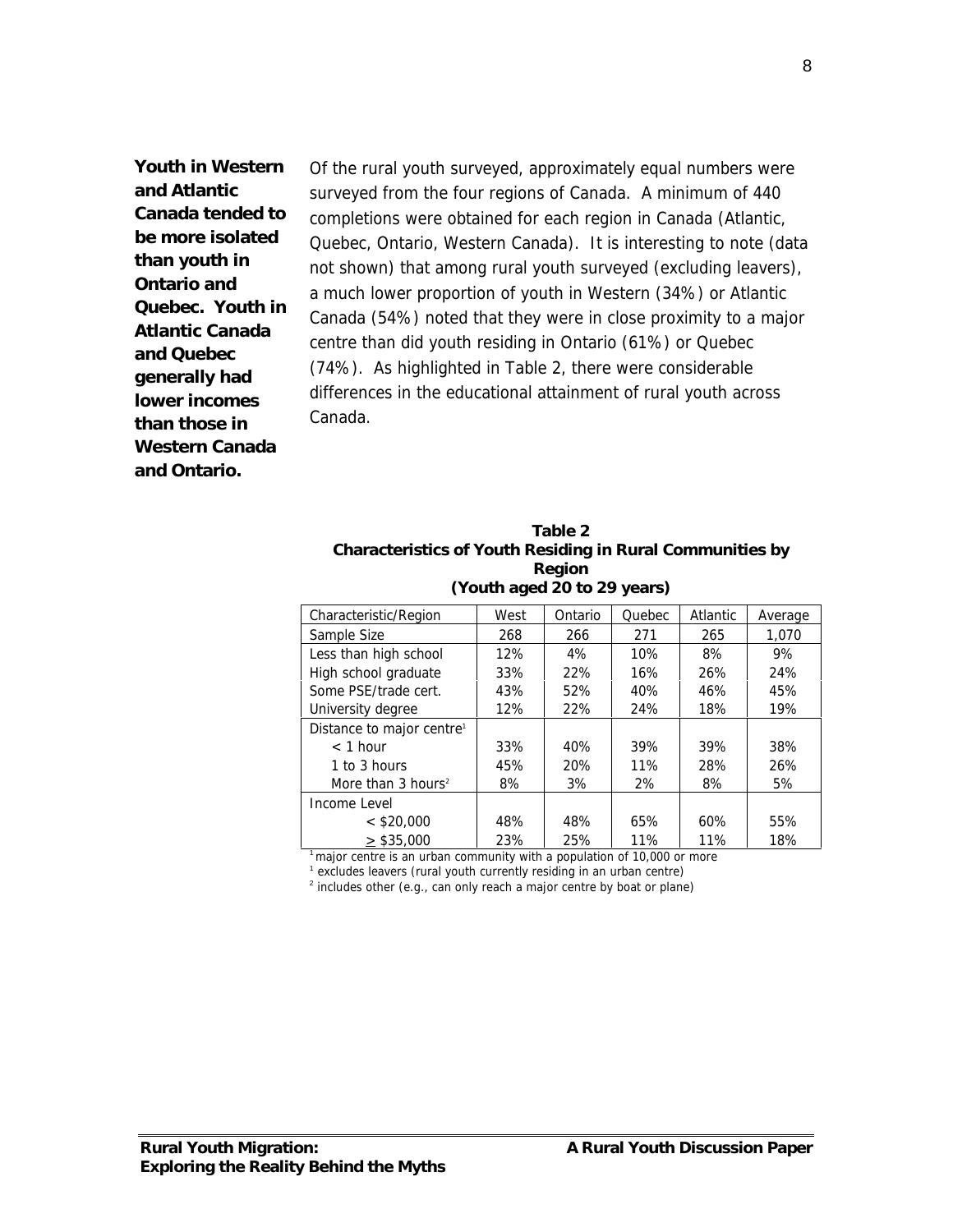**Youth in Western and Atlantic Canada tended to be more isolated than youth in Ontario and Quebec. Youth in Atlantic Canada and Quebec generally had lower incomes than those in Western Canada and Ontario.**

Of the rural youth surveyed, approximately equal numbers were surveyed from the four regions of Canada. A minimum of 440 completions were obtained for each region in Canada (Atlantic, Quebec, Ontario, Western Canada). It is interesting to note (data not shown) that among rural youth surveyed (excluding leavers), a much lower proportion of youth in Western (34%) or Atlantic Canada (54%) noted that they were in close proximity to a major centre than did youth residing in Ontario (61%) or Quebec (74%). As highlighted in Table 2, there were considerable differences in the educational attainment of rural youth across Canada.

**Table 2**
**Characteristics of Youth Residing in Rural Communities by Region**
**(Youth aged 20 to 29 years)**

| Characteristic/Region | West | Ontario | Quebec | Atlantic | Average |
|---|---|---|---|---|---|
| Sample Size | 268 | 266 | 271 | 265 | 1,070 |
| Less than high school | 12% | 4% | 10% | 8% | 9% |
| High school graduate | 33% | 22% | 16% | 26% | 24% |
| Some PSE/trade cert. | 43% | 52% | 40% | 46% | 45% |
| University degree | 12% | 22% | 24% | 18% | 19% |
| Distance to major centre[1] | | | | | |
| < 1 hour | 33% | 40% | 39% | 39% | 38% |
| 1 to 3 hours | 45% | 20% | 11% | 28% | 26% |
| More than 3 hours[2] | 8% | 3% | 2% | 8% | 5% |
| Income Level | | | | | |
| < $20,000 | 48% | 48% | 65% | 60% | 55% |
| ≥ $35,000 | 23% | 25% | 11% | 11% | 18% |

[1] major centre is an urban community with a population of 10,000 or more
[1] excludes leavers (rural youth currently residing in an urban centre)
[2] includes other (e.g., can only reach a major centre by boat or plane)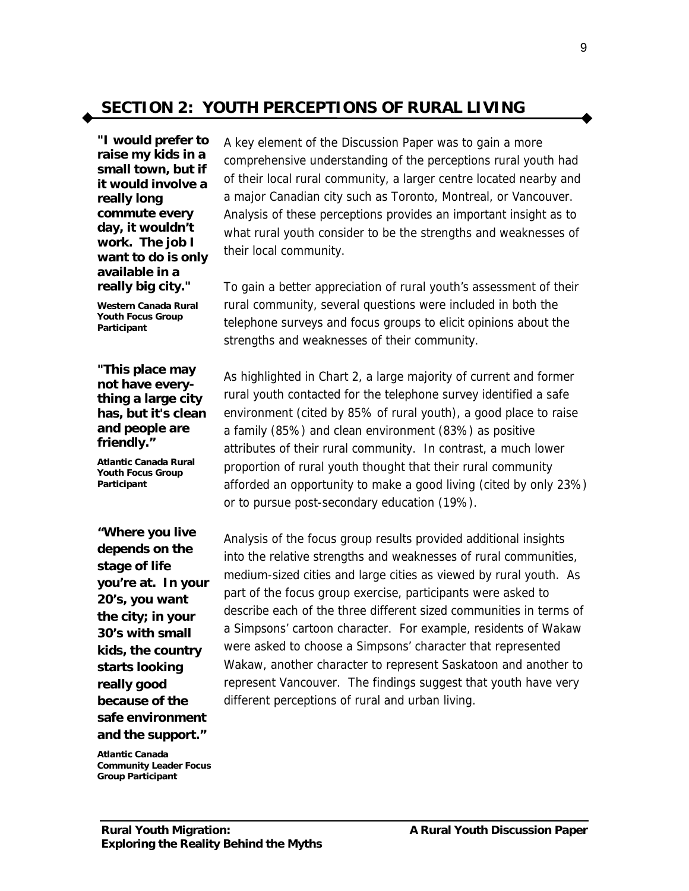## SECTION 2: YOUTH PERCEPTIONS OF RURAL LIVING

**"I would prefer to raise my kids in a small town, but if it would involve a really long commute every day, it wouldn't work. The job I want to do is only available in a really big city."**

**Western Canada Rural Youth Focus Group Participant**

**"This place may not have everything a large city has, but it's clean and people are friendly."**

**Atlantic Canada Rural Youth Focus Group Participant**

**"Where you live depends on the stage of life you're at. In your 20's, you want the city; in your 30's with small kids, the country starts looking really good because of the safe environment and the support."**

**Atlantic Canada Community Leader Focus Group Participant**

A key element of the Discussion Paper was to gain a more comprehensive understanding of the perceptions rural youth had of their local rural community, a larger centre located nearby and a major Canadian city such as Toronto, Montreal, or Vancouver. Analysis of these perceptions provides an important insight as to what rural youth consider to be the strengths and weaknesses of their local community.

To gain a better appreciation of rural youth's assessment of their rural community, several questions were included in both the telephone surveys and focus groups to elicit opinions about the strengths and weaknesses of their community.

As highlighted in Chart 2, a large majority of current and former rural youth contacted for the telephone survey identified a safe environment (cited by 85% of rural youth), a good place to raise a family (85%) and clean environment (83%) as positive attributes of their rural community. In contrast, a much lower proportion of rural youth thought that their rural community afforded an opportunity to make a good living (cited by only 23%) or to pursue post-secondary education (19%).

Analysis of the focus group results provided additional insights into the relative strengths and weaknesses of rural communities, medium-sized cities and large cities as viewed by rural youth. As part of the focus group exercise, participants were asked to describe each of the three different sized communities in terms of a Simpsons' cartoon character. For example, residents of Wakaw were asked to choose a Simpsons' character that represented Wakaw, another character to represent Saskatoon and another to represent Vancouver. The findings suggest that youth have very different perceptions of rural and urban living.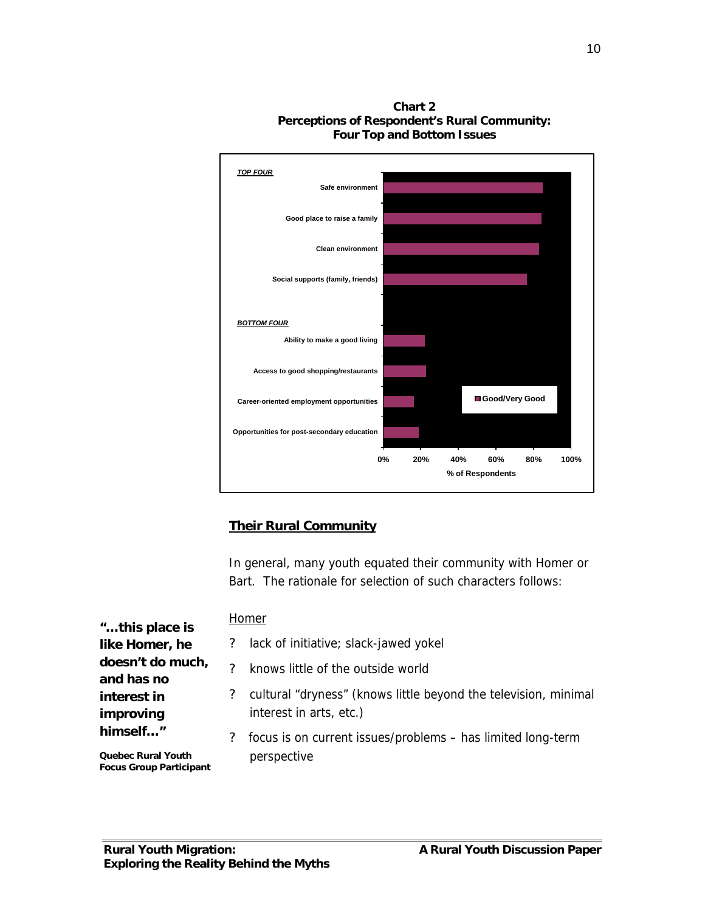**Chart 2**
**Perceptions of Respondent's Rural Community: Four Top and Bottom Issues**

*TOP FOUR*

- Safe environment
- Good place to raise a family
- Clean environment
- Social supports (family, friends)

*BOTTOM FOUR*

- Ability to make a good living
- Access to good shopping/restaurants
- Career-oriented employment opportunities
- Opportunities for post-secondary education

Good/Very Good

0% 20% 40% 60% 80% 100%

% of Respondents

## Their Rural Community

In general, many youth equated their community with Homer or Bart. The rationale for selection of such characters follows:

> **"…this place is like Homer, he doesn't do much, and has no interest in improving himself…"**
>
> **Quebec Rural Youth Focus Group Participant**

Homer

- lack of initiative; slack-jawed yokel
- knows little of the outside world
- cultural "dryness" (knows little beyond the television, minimal interest in arts, etc.)
- focus is on current issues/problems – has limited long-term perspective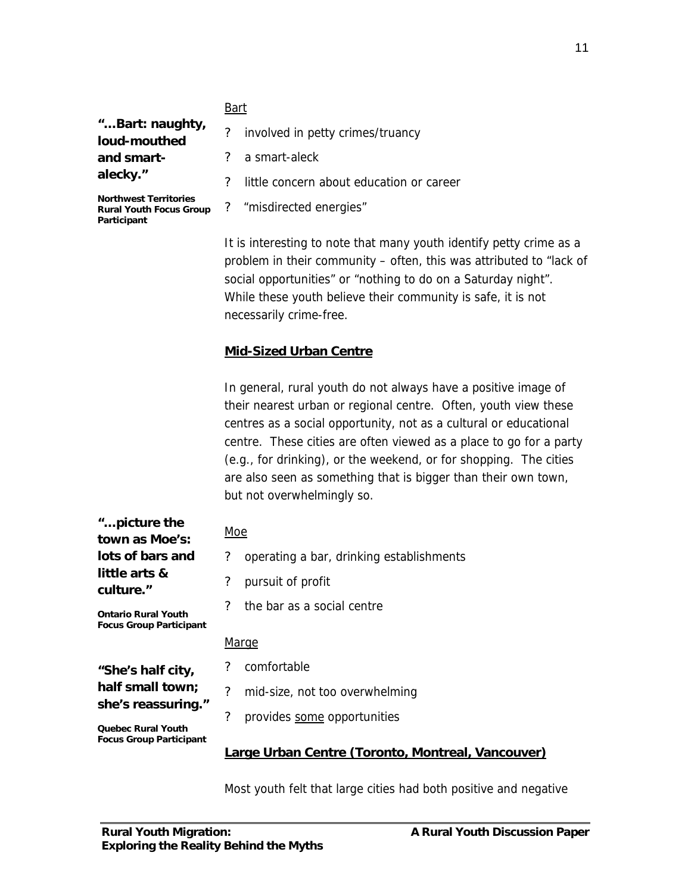Bart

> **"...Bart: naughty, loud-mouthed and smart-alecky."**
>
> **Northwest Territories Rural Youth Focus Group Participant**

- involved in petty crimes/truancy
- a smart-aleck
- little concern about education or career
- "misdirected energies"

It is interesting to note that many youth identify petty crime as a problem in their community – often, this was attributed to "lack of social opportunities" or "nothing to do on a Saturday night". While these youth believe their community is safe, it is not necessarily crime-free.

**Mid-Sized Urban Centre**

In general, rural youth do not always have a positive image of their nearest urban or regional centre. Often, youth view these centres as a social opportunity, not as a cultural or educational centre. These cities are often viewed as a place to go for a party (e.g., for drinking), or the weekend, or for shopping. The cities are also seen as something that is bigger than their own town, but not overwhelmingly so.

> **"...picture the town as Moe's: lots of bars and little arts & culture."**
>
> **Ontario Rural Youth Focus Group Participant**

Moe

- operating a bar, drinking establishments
- pursuit of profit
- the bar as a social centre

> **"She's half city, half small town; she's reassuring."**
>
> **Quebec Rural Youth Focus Group Participant**

Marge

- comfortable
- mid-size, not too overwhelming
- provides some opportunities

**Large Urban Centre (Toronto, Montreal, Vancouver)**

Most youth felt that large cities had both positive and negative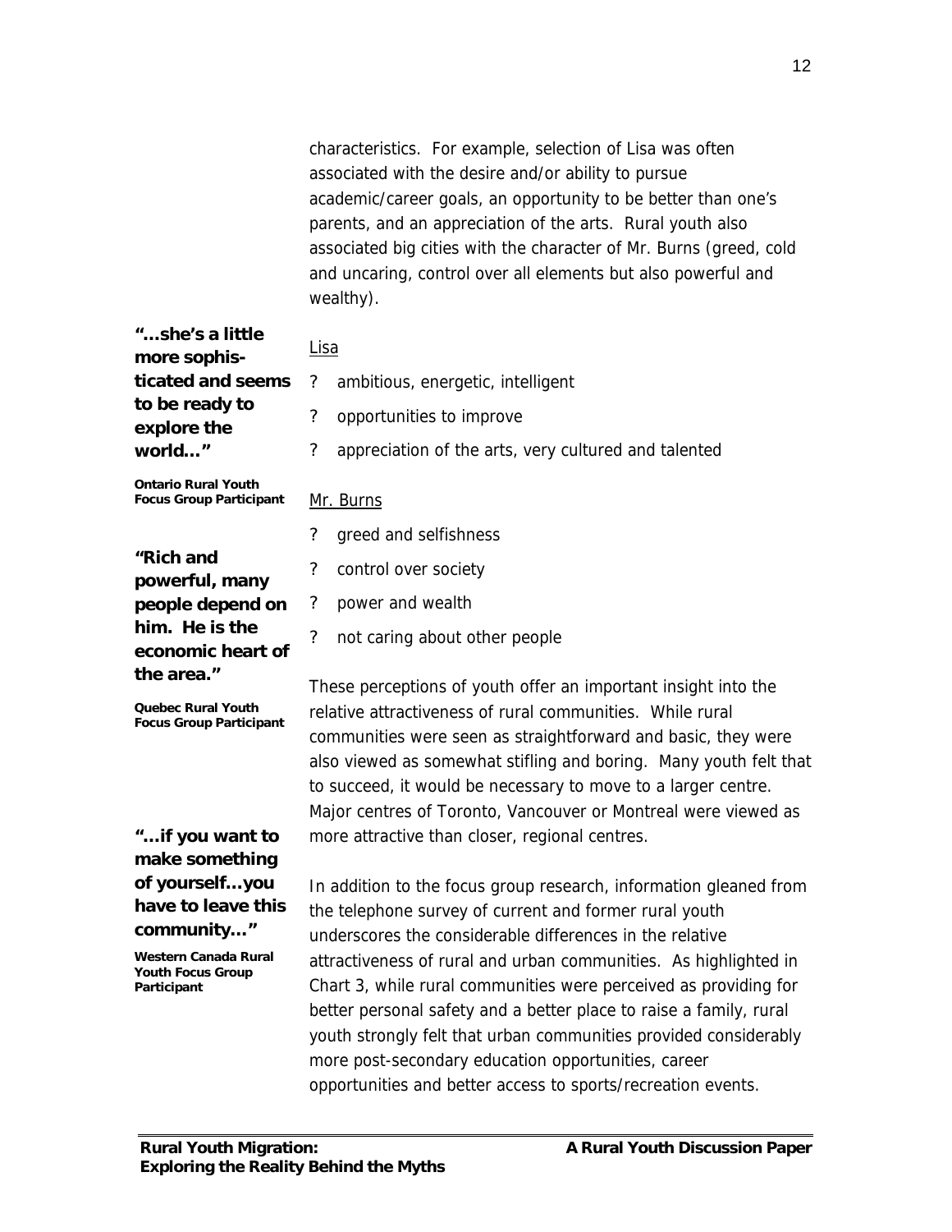characteristics. For example, selection of Lisa was often associated with the desire and/or ability to pursue academic/career goals, an opportunity to be better than one's parents, and an appreciation of the arts. Rural youth also associated big cities with the character of Mr. Burns (greed, cold and uncaring, control over all elements but also powerful and wealthy).

> **"…she's a little more sophisticated and seems to be ready to explore the world…"**
>
> **Ontario Rural Youth Focus Group Participant**

Lisa

- ambitious, energetic, intelligent
- opportunities to improve
- appreciation of the arts, very cultured and talented

Mr. Burns

- greed and selfishness
- control over society
- power and wealth
- not caring about other people

> **"Rich and powerful, many people depend on him. He is the economic heart of the area."**
>
> **Quebec Rural Youth Focus Group Participant**

These perceptions of youth offer an important insight into the relative attractiveness of rural communities. While rural communities were seen as straightforward and basic, they were also viewed as somewhat stifling and boring. Many youth felt that to succeed, it would be necessary to move to a larger centre. Major centres of Toronto, Vancouver or Montreal were viewed as more attractive than closer, regional centres.

> **"…if you want to make something of yourself…you have to leave this community…"**
>
> **Western Canada Rural Youth Focus Group Participant**

In addition to the focus group research, information gleaned from the telephone survey of current and former rural youth underscores the considerable differences in the relative attractiveness of rural and urban communities. As highlighted in Chart 3, while rural communities were perceived as providing for better personal safety and a better place to raise a family, rural youth strongly felt that urban communities provided considerably more post-secondary education opportunities, career opportunities and better access to sports/recreation events.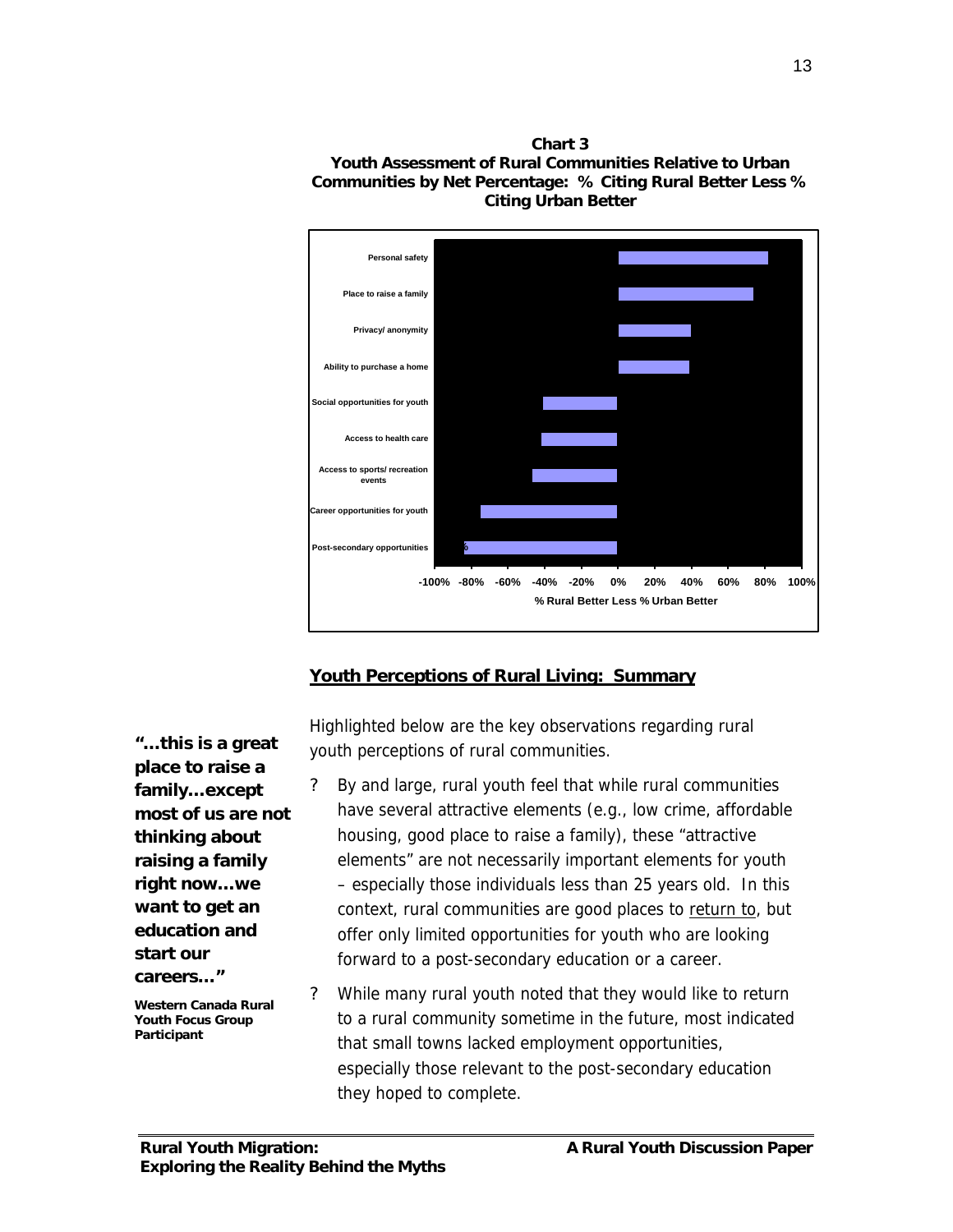**Chart 3**
**Youth Assessment of Rural Communities Relative to Urban Communities by Net Percentage: % Citing Rural Better Less % Citing Urban Better**

| Item | Approximate net % |
|---|---|
| Personal safety | positive |
| Place to raise a family | positive |
| Privacy/ anonymity | positive |
| Ability to purchase a home | positive |
| Social opportunities for youth | negative |
| Access to health care | negative |
| Access to sports/ recreation events | negative |
| Career opportunities for youth | negative |
| Post-secondary opportunities | negative |

% Rural Better Less % Urban Better

## Youth Perceptions of Rural Living: Summary

***"…this is a great place to raise a family…except most of us are not thinking about raising a family right now…we want to get an education and start our careers…"***

**Western Canada Rural Youth Focus Group Participant**

Highlighted below are the key observations regarding rural youth perceptions of rural communities.

- By and large, rural youth feel that while rural communities have several attractive elements (e.g., low crime, affordable housing, good place to raise a family), these "attractive elements" are not necessarily important elements for youth – especially those individuals less than 25 years old. In this context, rural communities are good places to return to, but offer only limited opportunities for youth who are looking forward to a post-secondary education or a career.
- While many rural youth noted that they would like to return to a rural community sometime in the future, most indicated that small towns lacked employment opportunities, especially those relevant to the post-secondary education they hoped to complete.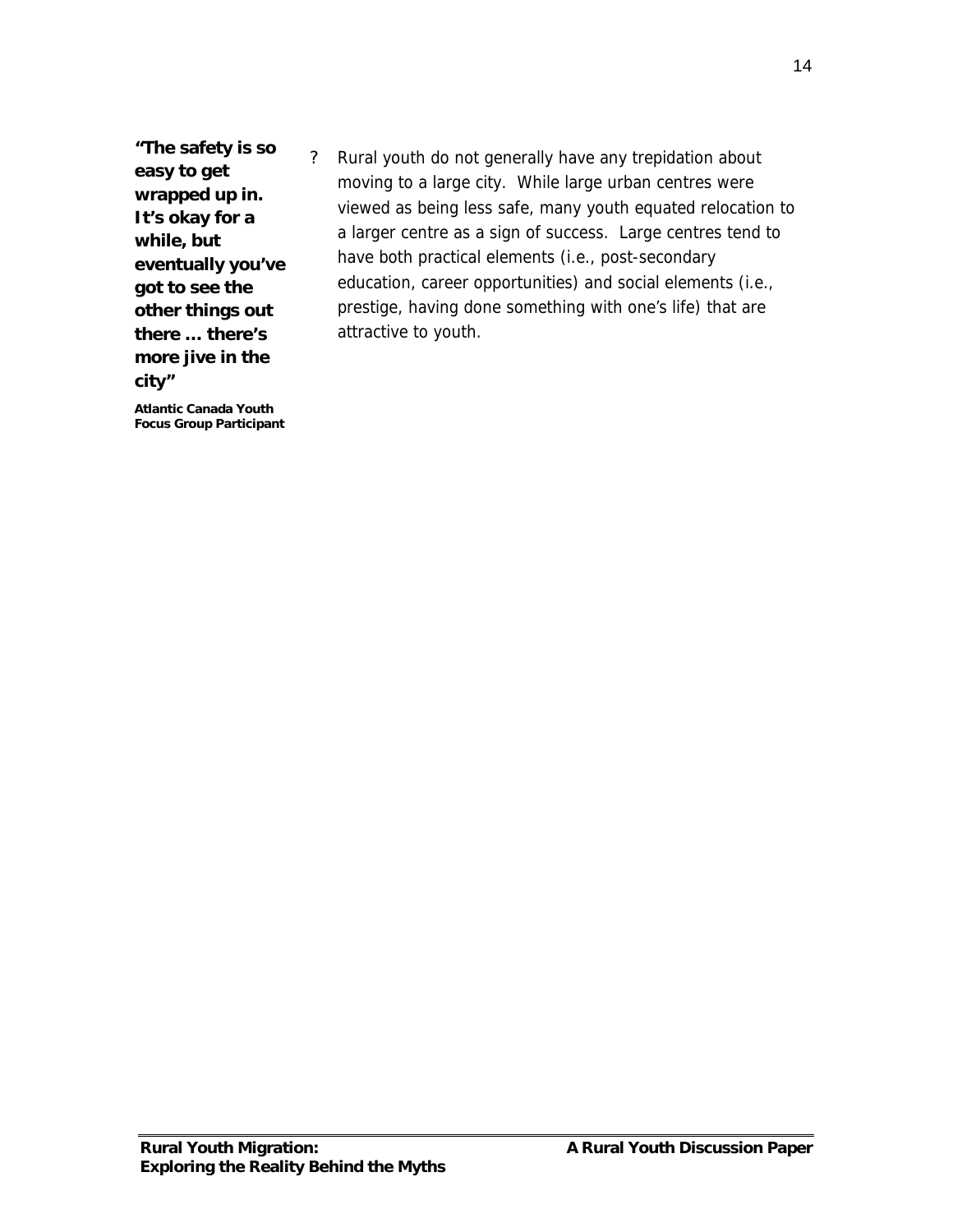**"The safety is so easy to get wrapped up in. It's okay for a while, but eventually you've got to see the other things out there … there's more jive in the city"**

**Atlantic Canada Youth Focus Group Participant**

? Rural youth do not generally have any trepidation about moving to a large city. While large urban centres were viewed as being less safe, many youth equated relocation to a larger centre as a sign of success. Large centres tend to have both practical elements (i.e., post-secondary education, career opportunities) and social elements (i.e., prestige, having done something with one's life) that are attractive to youth.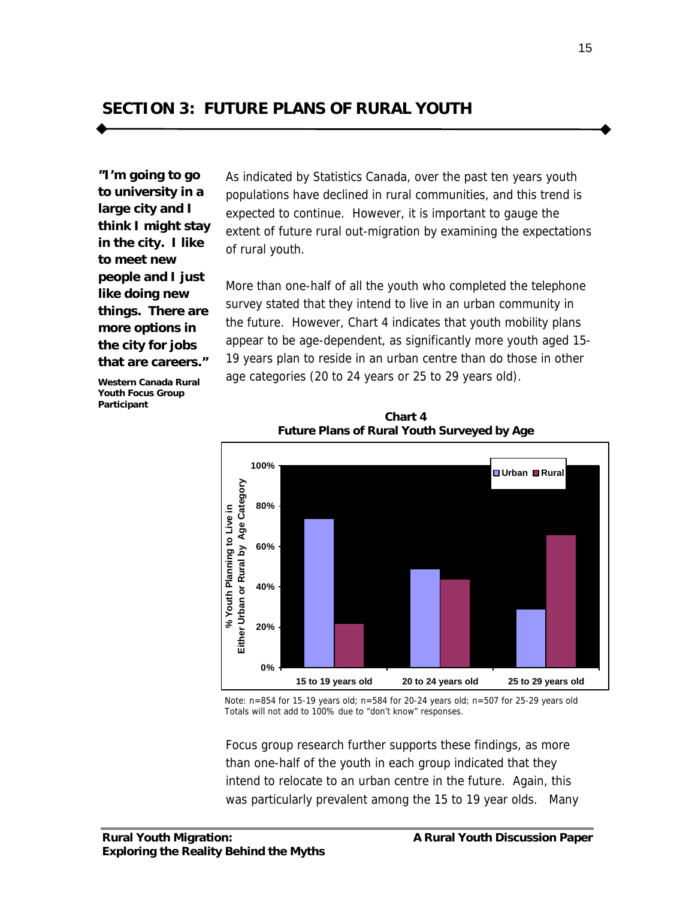## SECTION 3: FUTURE PLANS OF RURAL YOUTH

**"I'm going to go to university in a large city and I think I might stay in the city. I like to meet new people and I just like doing new things. There are more options in the city for jobs that are careers."**

**Western Canada Rural Youth Focus Group Participant**

As indicated by Statistics Canada, over the past ten years youth populations have declined in rural communities, and this trend is expected to continue. However, it is important to gauge the extent of future rural out-migration by examining the expectations of rural youth.

More than one-half of all the youth who completed the telephone survey stated that they intend to live in an urban community in the future. However, Chart 4 indicates that youth mobility plans appear to be age-dependent, as significantly more youth aged 15-19 years plan to reside in an urban centre than do those in other age categories (20 to 24 years or 25 to 29 years old).

**Chart 4**
**Future Plans of Rural Youth Surveyed by Age**

Note: n=854 for 15-19 years old; n=584 for 20-24 years old; n=507 for 25-29 years old
Totals will not add to 100% due to "don't know" responses.

Focus group research further supports these findings, as more than one-half of the youth in each group indicated that they intend to relocate to an urban centre in the future. Again, this was particularly prevalent among the 15 to 19 year olds. Many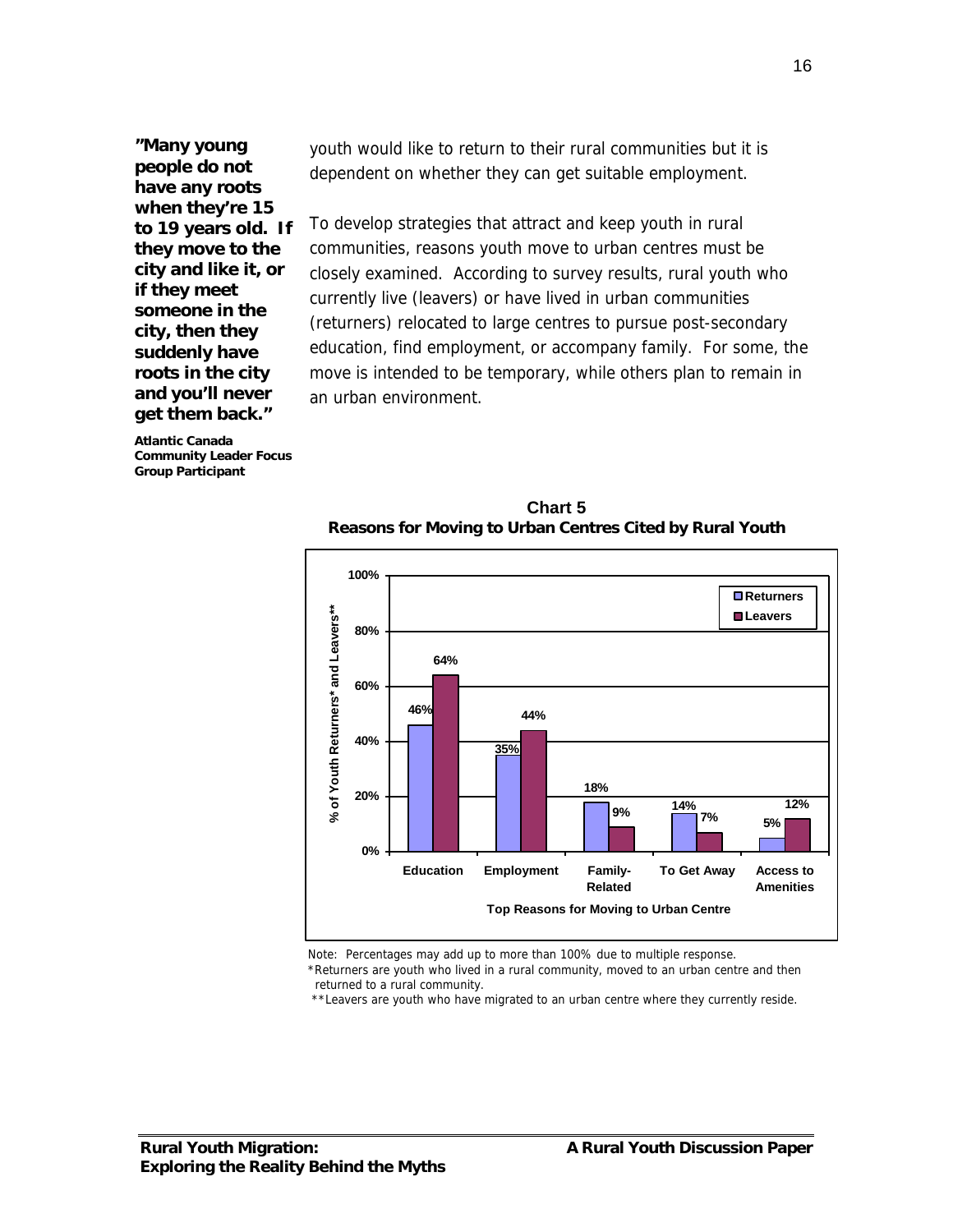**"Many young people do not have any roots when they're 15 to 19 years old. If they move to the city and like it, or if they meet someone in the city, then they suddenly have roots in the city and you'll never get them back."**

**Atlantic Canada Community Leader Focus Group Participant**

youth would like to return to their rural communities but it is dependent on whether they can get suitable employment.

To develop strategies that attract and keep youth in rural communities, reasons youth move to urban centres must be closely examined. According to survey results, rural youth who currently live (leavers) or have lived in urban communities (returners) relocated to large centres to pursue post-secondary education, find employment, or accompany family. For some, the move is intended to be temporary, while others plan to remain in an urban environment.

**Chart 5**
**Reasons for Moving to Urban Centres Cited by Rural Youth**

| Top Reasons for Moving to Urban Centre | Returners* | Leavers** |
|---|---|---|
| Education | 46% | 64% |
| Employment | 35% | 44% |
| Family-Related | 18% | 9% |
| To Get Away | 14% | 7% |
| Access to Amenities | 5% | 12% |

Note: Percentages may add up to more than 100% due to multiple response.

*Returners are youth who lived in a rural community, moved to an urban centre and then returned to a rural community.

**Leavers are youth who have migrated to an urban centre where they currently reside.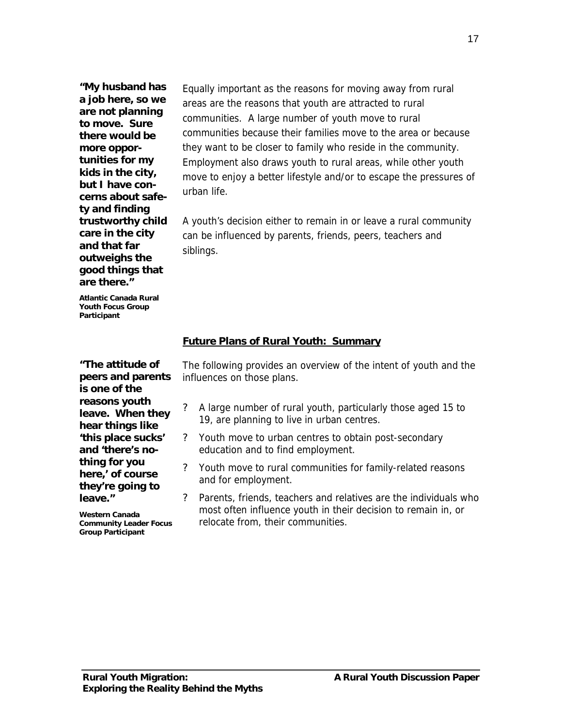**"My husband has a job here, so we are not planning to move. Sure there would be more opportunities for my kids in the city, but I have concerns about safety and finding trustworthy child care in the city and that far outweighs the good things that are there."**

**Atlantic Canada Rural Youth Focus Group Participant**

Equally important as the reasons for moving away from rural areas are the reasons that youth are attracted to rural communities. A large number of youth move to rural communities because their families move to the area or because they want to be closer to family who reside in the community. Employment also draws youth to rural areas, while other youth move to enjoy a better lifestyle and/or to escape the pressures of urban life.

A youth's decision either to remain in or leave a rural community can be influenced by parents, friends, peers, teachers and siblings.

## Future Plans of Rural Youth: Summary

**"The attitude of peers and parents is one of the reasons youth leave. When they hear things like 'this place sucks' and 'there's nothing for you here,' of course they're going to leave."**

**Western Canada Community Leader Focus Group Participant**

The following provides an overview of the intent of youth and the influences on those plans.

- A large number of rural youth, particularly those aged 15 to 19, are planning to live in urban centres.
- Youth move to urban centres to obtain post-secondary education and to find employment.
- Youth move to rural communities for family-related reasons and for employment.
- Parents, friends, teachers and relatives are the individuals who most often influence youth in their decision to remain in, or relocate from, their communities.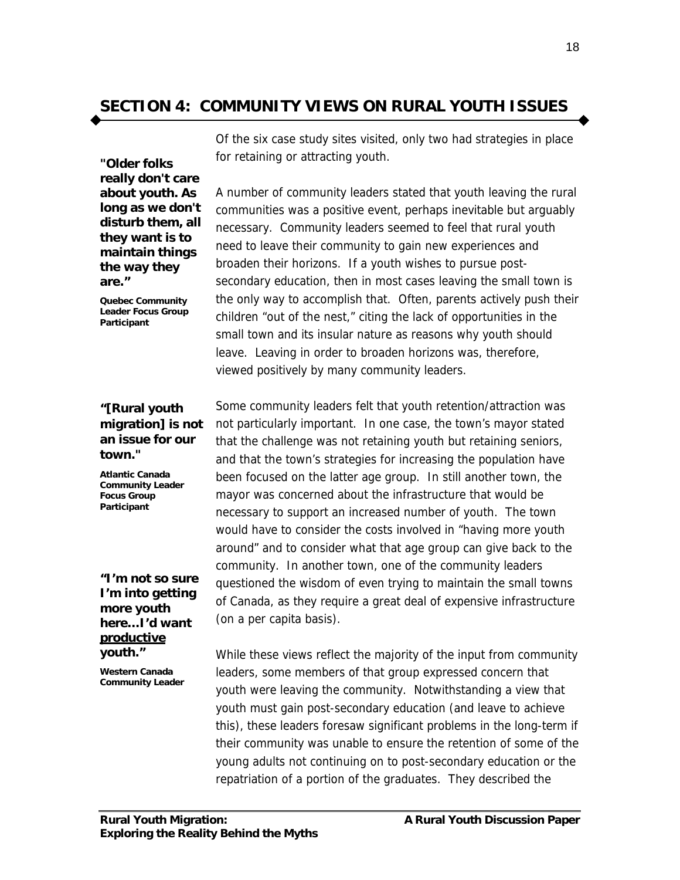## SECTION 4: COMMUNITY VIEWS ON RURAL YOUTH ISSUES

Of the six case study sites visited, only two had strategies in place for retaining or attracting youth.

> **"Older folks really don't care about youth. As long as we don't disturb them, all they want is to maintain things the way they are."**
>
> **Quebec Community Leader Focus Group Participant**

A number of community leaders stated that youth leaving the rural communities was a positive event, perhaps inevitable but arguably necessary. Community leaders seemed to feel that rural youth need to leave their community to gain new experiences and broaden their horizons. If a youth wishes to pursue post-secondary education, then in most cases leaving the small town is the only way to accomplish that. Often, parents actively push their children "out of the nest," citing the lack of opportunities in the small town and its insular nature as reasons why youth should leave. Leaving in order to broaden horizons was, therefore, viewed positively by many community leaders.

> **"[Rural youth migration] is not an issue for our town."**
>
> **Atlantic Canada Community Leader Focus Group Participant**

Some community leaders felt that youth retention/attraction was not particularly important. In one case, the town's mayor stated that the challenge was not retaining youth but retaining seniors, and that the town's strategies for increasing the population have been focused on the latter age group. In still another town, the mayor was concerned about the infrastructure that would be necessary to support an increased number of youth. The town would have to consider the costs involved in "having more youth around" and to consider what that age group can give back to the community. In another town, one of the community leaders questioned the wisdom of even trying to maintain the small towns of Canada, as they require a great deal of expensive infrastructure (on a per capita basis).

> **"I'm not so sure I'm into getting more youth here…I'd want <u>productive</u> youth."**
>
> **Western Canada Community Leader**

While these views reflect the majority of the input from community leaders, some members of that group expressed concern that youth were leaving the community. Notwithstanding a view that youth must gain post-secondary education (and leave to achieve this), these leaders foresaw significant problems in the long-term if their community was unable to ensure the retention of some of the young adults not continuing on to post-secondary education or the repatriation of a portion of the graduates. They described the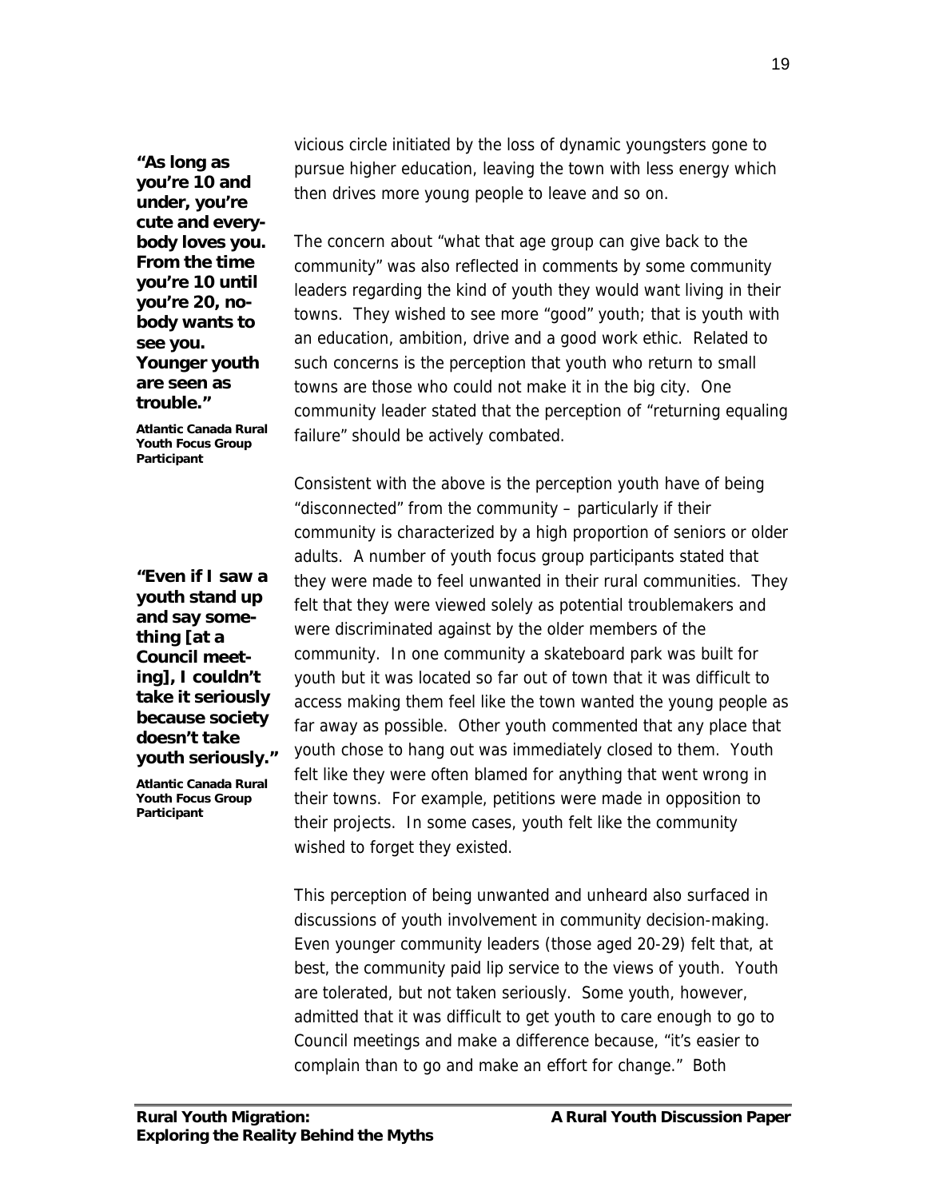vicious circle initiated by the loss of dynamic youngsters gone to pursue higher education, leaving the town with less energy which then drives more young people to leave and so on.

> **"As long as you're 10 and under, you're cute and everybody loves you. From the time you're 10 until you're 20, nobody wants to see you. Younger youth are seen as trouble."**
>
> **Atlantic Canada Rural Youth Focus Group Participant**

The concern about "what that age group can give back to the community" was also reflected in comments by some community leaders regarding the kind of youth they would want living in their towns. They wished to see more "good" youth; that is youth with an education, ambition, drive and a good work ethic. Related to such concerns is the perception that youth who return to small towns are those who could not make it in the big city. One community leader stated that the perception of "returning equaling failure" should be actively combated.

> **"Even if I saw a youth stand up and say something [at a Council meeting], I couldn't take it seriously because society doesn't take youth seriously."**
>
> **Atlantic Canada Rural Youth Focus Group Participant**

Consistent with the above is the perception youth have of being "disconnected" from the community – particularly if their community is characterized by a high proportion of seniors or older adults. A number of youth focus group participants stated that they were made to feel unwanted in their rural communities. They felt that they were viewed solely as potential troublemakers and were discriminated against by the older members of the community. In one community a skateboard park was built for youth but it was located so far out of town that it was difficult to access making them feel like the town wanted the young people as far away as possible. Other youth commented that any place that youth chose to hang out was immediately closed to them. Youth felt like they were often blamed for anything that went wrong in their towns. For example, petitions were made in opposition to their projects. In some cases, youth felt like the community wished to forget they existed.

This perception of being unwanted and unheard also surfaced in discussions of youth involvement in community decision-making. Even younger community leaders (those aged 20-29) felt that, at best, the community paid lip service to the views of youth. Youth are tolerated, but not taken seriously. Some youth, however, admitted that it was difficult to get youth to care enough to go to Council meetings and make a difference because, "it's easier to complain than to go and make an effort for change." Both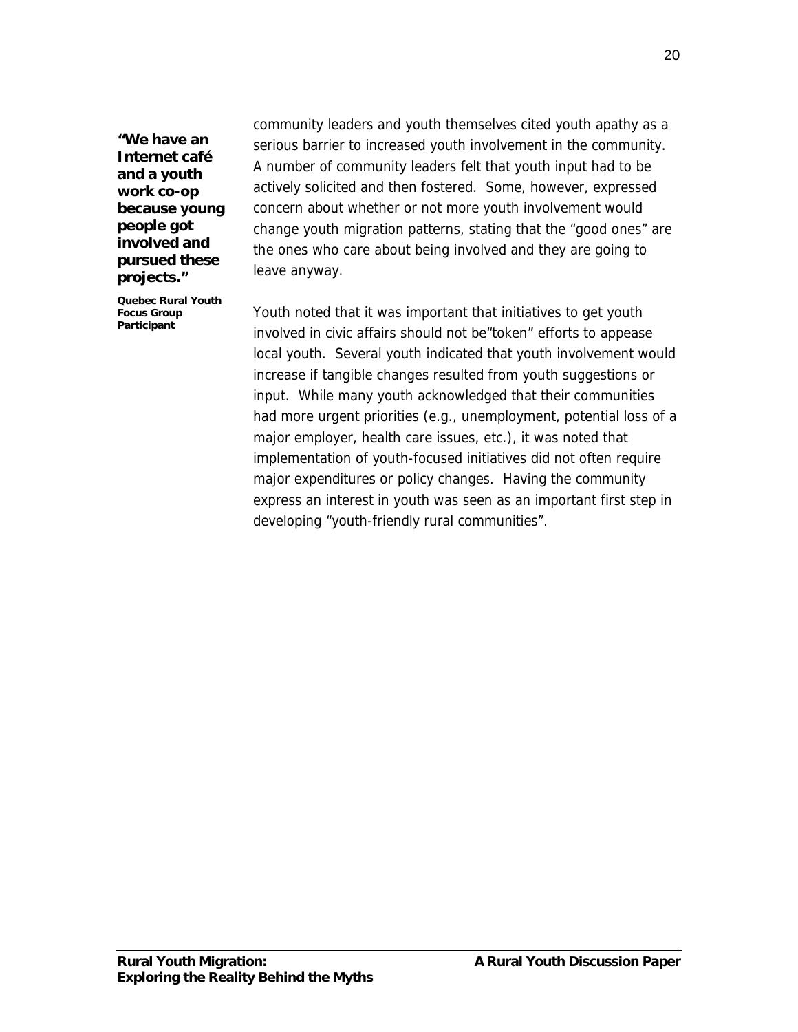community leaders and youth themselves cited youth apathy as a serious barrier to increased youth involvement in the community. A number of community leaders felt that youth input had to be actively solicited and then fostered. Some, however, expressed concern about whether or not more youth involvement would change youth migration patterns, stating that the "good ones" are the ones who care about being involved and they are going to leave anyway.

> **"We have an Internet café and a youth work co-op because young people got involved and pursued these projects."**
>
> **Quebec Rural Youth Focus Group Participant**

Youth noted that it was important that initiatives to get youth involved in civic affairs should not be"token" efforts to appease local youth. Several youth indicated that youth involvement would increase if tangible changes resulted from youth suggestions or input. While many youth acknowledged that their communities had more urgent priorities (e.g., unemployment, potential loss of a major employer, health care issues, etc.), it was noted that implementation of youth-focused initiatives did not often require major expenditures or policy changes. Having the community express an interest in youth was seen as an important first step in developing "youth-friendly rural communities".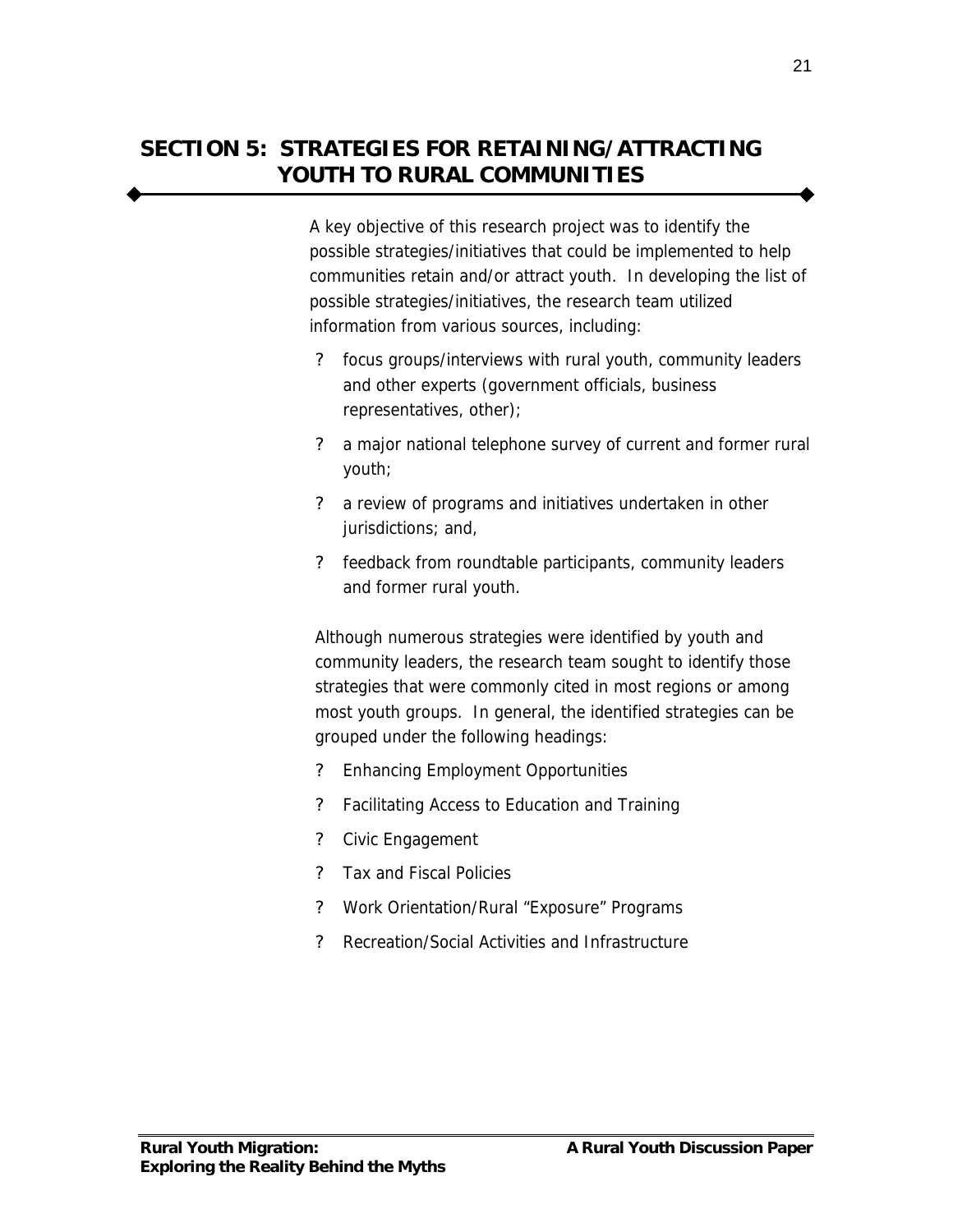## SECTION 5: STRATEGIES FOR RETAINING/ATTRACTING YOUTH TO RURAL COMMUNITIES

A key objective of this research project was to identify the possible strategies/initiatives that could be implemented to help communities retain and/or attract youth. In developing the list of possible strategies/initiatives, the research team utilized information from various sources, including:

- focus groups/interviews with rural youth, community leaders and other experts (government officials, business representatives, other);
- a major national telephone survey of current and former rural youth;
- a review of programs and initiatives undertaken in other jurisdictions; and,
- feedback from roundtable participants, community leaders and former rural youth.

Although numerous strategies were identified by youth and community leaders, the research team sought to identify those strategies that were commonly cited in most regions or among most youth groups. In general, the identified strategies can be grouped under the following headings:

- Enhancing Employment Opportunities
- Facilitating Access to Education and Training
- Civic Engagement
- Tax and Fiscal Policies
- Work Orientation/Rural "Exposure" Programs
- Recreation/Social Activities and Infrastructure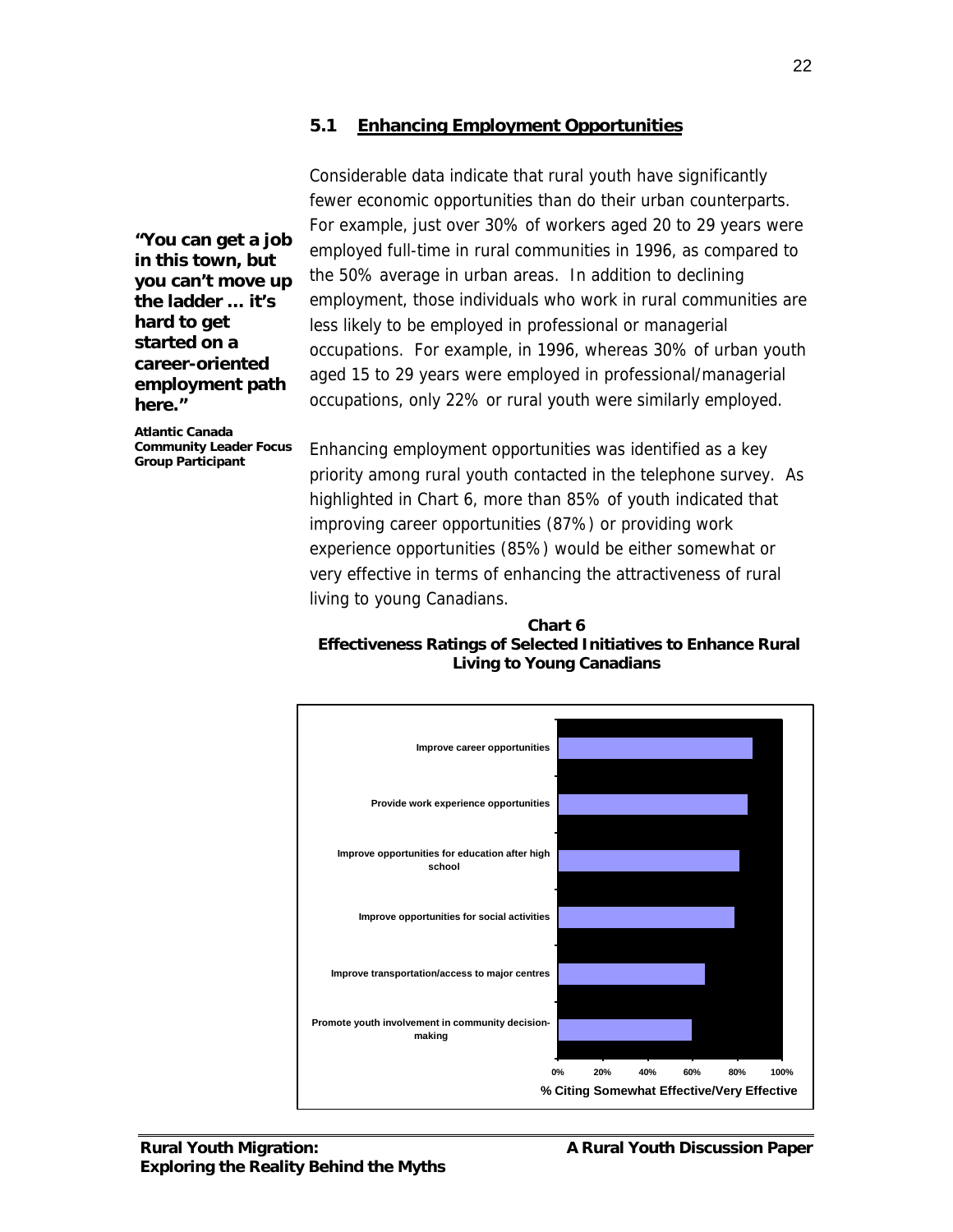## 5.1 Enhancing Employment Opportunities

**"You can get a job in this town, but you can't move up the ladder … it's hard to get started on a career-oriented employment path here."**

**Atlantic Canada Community Leader Focus Group Participant**

Considerable data indicate that rural youth have significantly fewer economic opportunities than do their urban counterparts. For example, just over 30% of workers aged 20 to 29 years were employed full-time in rural communities in 1996, as compared to the 50% average in urban areas. In addition to declining employment, those individuals who work in rural communities are less likely to be employed in professional or managerial occupations. For example, in 1996, whereas 30% of urban youth aged 15 to 29 years were employed in professional/managerial occupations, only 22% or rural youth were similarly employed.

Enhancing employment opportunities was identified as a key priority among rural youth contacted in the telephone survey. As highlighted in Chart 6, more than 85% of youth indicated that improving career opportunities (87%) or providing work experience opportunities (85%) would be either somewhat or very effective in terms of enhancing the attractiveness of rural living to young Canadians.

**Chart 6**
**Effectiveness Ratings of Selected Initiatives to Enhance Rural Living to Young Canadians**

| Initiative | % Citing Somewhat Effective/Very Effective |
| --- | --- |
| Improve career opportunities | 87% |
| Provide work experience opportunities | 85% |
| Improve opportunities for education after high school | |
| Improve opportunities for social activities | |
| Improve transportation/access to major centres | |
| Promote youth involvement in community decision-making | |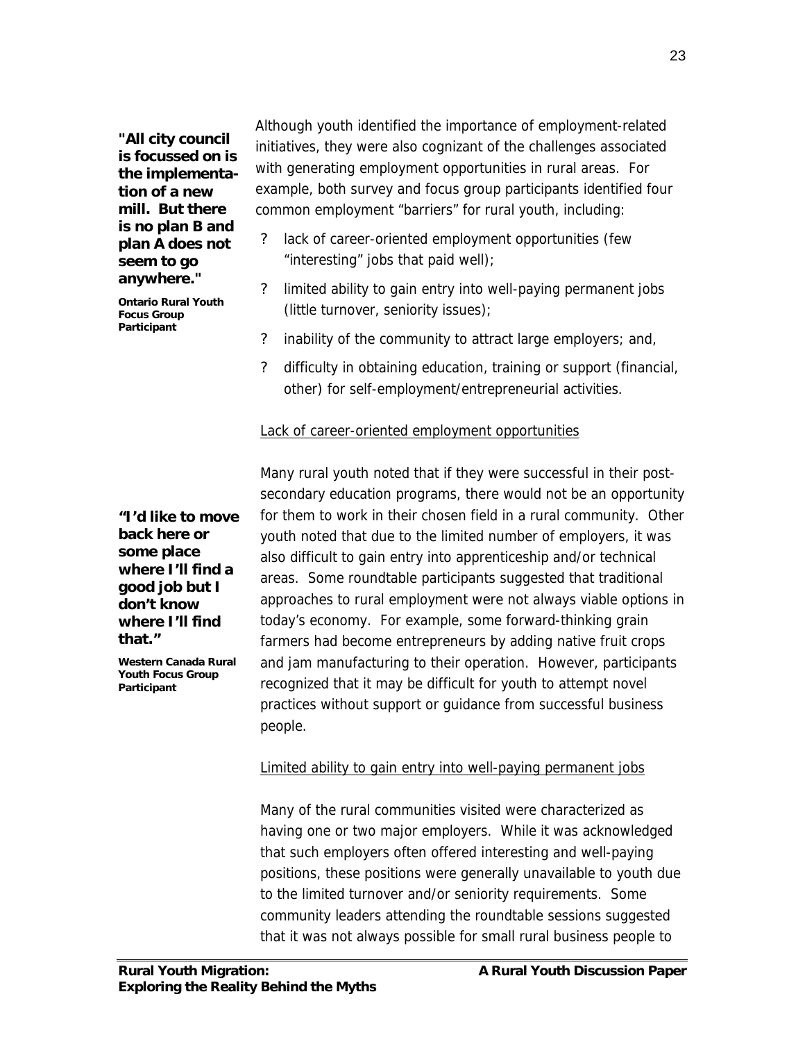**"All city council is focussed on is the implementation of a new mill. But there is no plan B and plan A does not seem to go anywhere."**

**Ontario Rural Youth Focus Group Participant**

Although youth identified the importance of employment-related initiatives, they were also cognizant of the challenges associated with generating employment opportunities in rural areas. For example, both survey and focus group participants identified four common employment "barriers" for rural youth, including:

- lack of career-oriented employment opportunities (few "interesting" jobs that paid well);
- limited ability to gain entry into well-paying permanent jobs (little turnover, seniority issues);
- inability of the community to attract large employers; and,
- difficulty in obtaining education, training or support (financial, other) for self-employment/entrepreneurial activities.

<u>Lack of career-oriented employment opportunities</u>

**"I'd like to move back here or some place where I'll find a good job but I don't know where I'll find that."**

**Western Canada Rural Youth Focus Group Participant**

Many rural youth noted that if they were successful in their post-secondary education programs, there would not be an opportunity for them to work in their chosen field in a rural community. Other youth noted that due to the limited number of employers, it was also difficult to gain entry into apprenticeship and/or technical areas. Some roundtable participants suggested that traditional approaches to rural employment were not always viable options in today's economy. For example, some forward-thinking grain farmers had become entrepreneurs by adding native fruit crops and jam manufacturing to their operation. However, participants recognized that it may be difficult for youth to attempt novel practices without support or guidance from successful business people.

<u>Limited ability to gain entry into well-paying permanent jobs</u>

Many of the rural communities visited were characterized as having one or two major employers. While it was acknowledged that such employers often offered interesting and well-paying positions, these positions were generally unavailable to youth due to the limited turnover and/or seniority requirements. Some community leaders attending the roundtable sessions suggested that it was not always possible for small rural business people to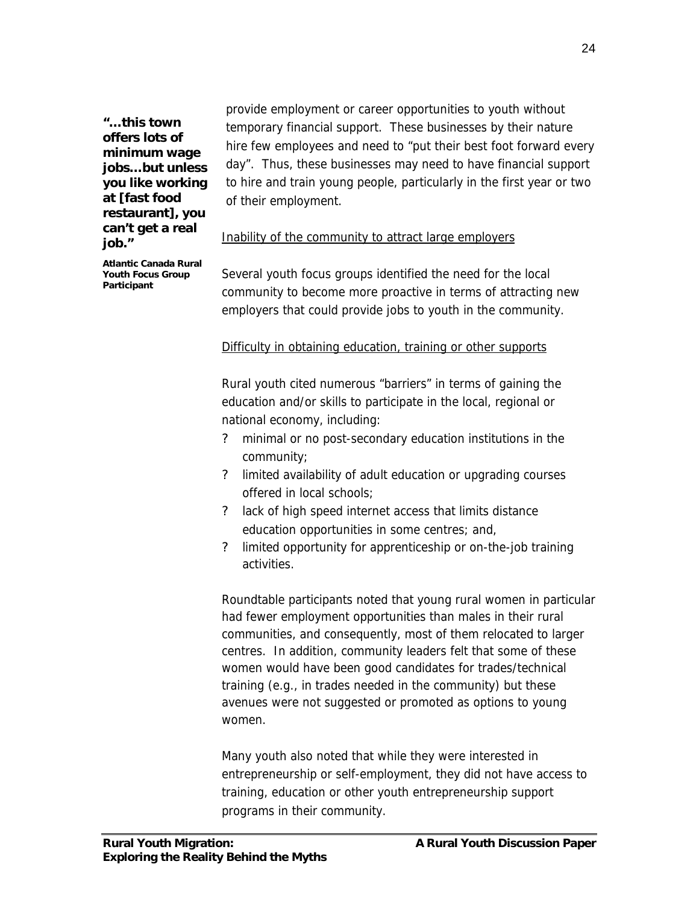provide employment or career opportunities to youth without temporary financial support. These businesses by their nature hire few employees and need to "put their best foot forward every day". Thus, these businesses may need to have financial support to hire and train young people, particularly in the first year or two of their employment.

**"…this town offers lots of minimum wage jobs…but unless you like working at [fast food restaurant], you can't get a real job."**

**Atlantic Canada Rural Youth Focus Group Participant**

<u>Inability of the community to attract large employers</u>

Several youth focus groups identified the need for the local community to become more proactive in terms of attracting new employers that could provide jobs to youth in the community.

<u>Difficulty in obtaining education, training or other supports</u>

Rural youth cited numerous "barriers" in terms of gaining the education and/or skills to participate in the local, regional or national economy, including:

- minimal or no post-secondary education institutions in the community;
- limited availability of adult education or upgrading courses offered in local schools;
- lack of high speed internet access that limits distance education opportunities in some centres; and,
- limited opportunity for apprenticeship or on-the-job training activities.

Roundtable participants noted that young rural women in particular had fewer employment opportunities than males in their rural communities, and consequently, most of them relocated to larger centres. In addition, community leaders felt that some of these women would have been good candidates for trades/technical training (e.g., in trades needed in the community) but these avenues were not suggested or promoted as options to young women.

Many youth also noted that while they were interested in entrepreneurship or self-employment, they did not have access to training, education or other youth entrepreneurship support programs in their community.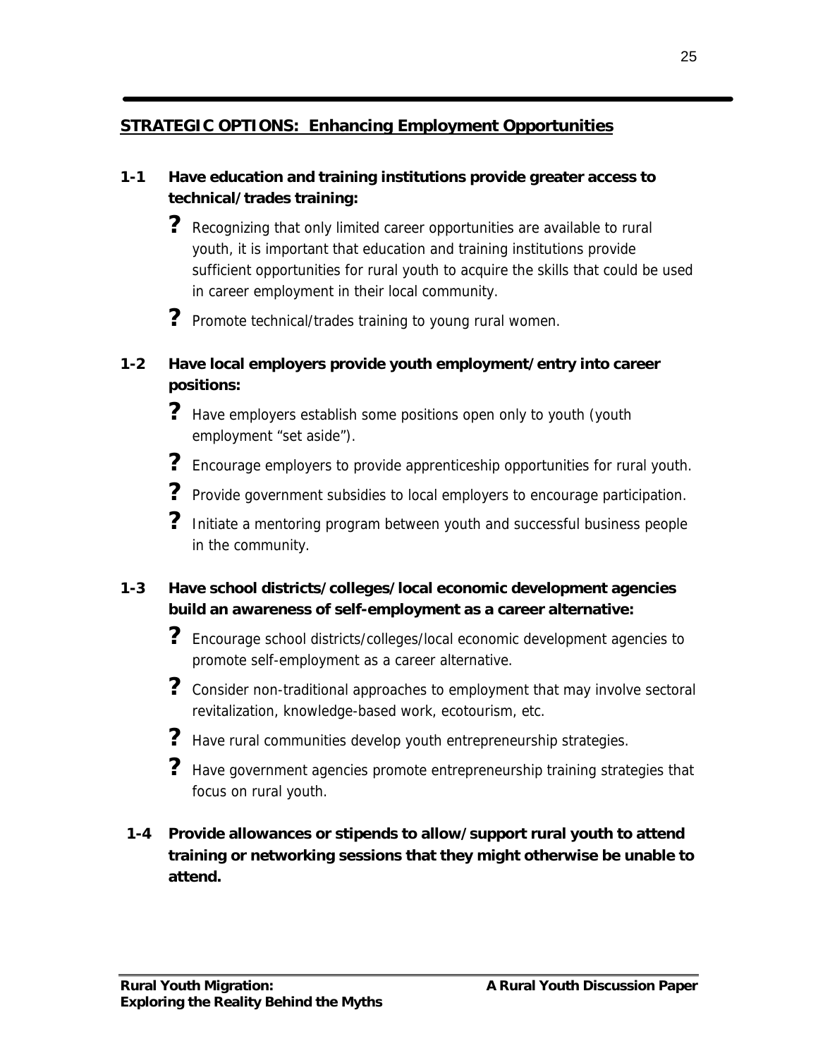## STRATEGIC OPTIONS: Enhancing Employment Opportunities

**1-1 Have education and training institutions provide greater access to technical/trades training:**

- Recognizing that only limited career opportunities are available to rural youth, it is important that education and training institutions provide sufficient opportunities for rural youth to acquire the skills that could be used in career employment in their local community.
- Promote technical/trades training to young rural women.

**1-2 Have local employers provide youth employment/entry into career positions:**

- Have employers establish some positions open only to youth (youth employment "set aside").
- Encourage employers to provide apprenticeship opportunities for rural youth.
- Provide government subsidies to local employers to encourage participation.
- Initiate a mentoring program between youth and successful business people in the community.

**1-3 Have school districts/colleges/local economic development agencies build an awareness of self-employment as a career alternative:**

- Encourage school districts/colleges/local economic development agencies to promote self-employment as a career alternative.
- Consider non-traditional approaches to employment that may involve sectoral revitalization, knowledge-based work, ecotourism, etc.
- Have rural communities develop youth entrepreneurship strategies.
- Have government agencies promote entrepreneurship training strategies that focus on rural youth.

**1-4 Provide allowances or stipends to allow/support rural youth to attend training or networking sessions that they might otherwise be unable to attend.**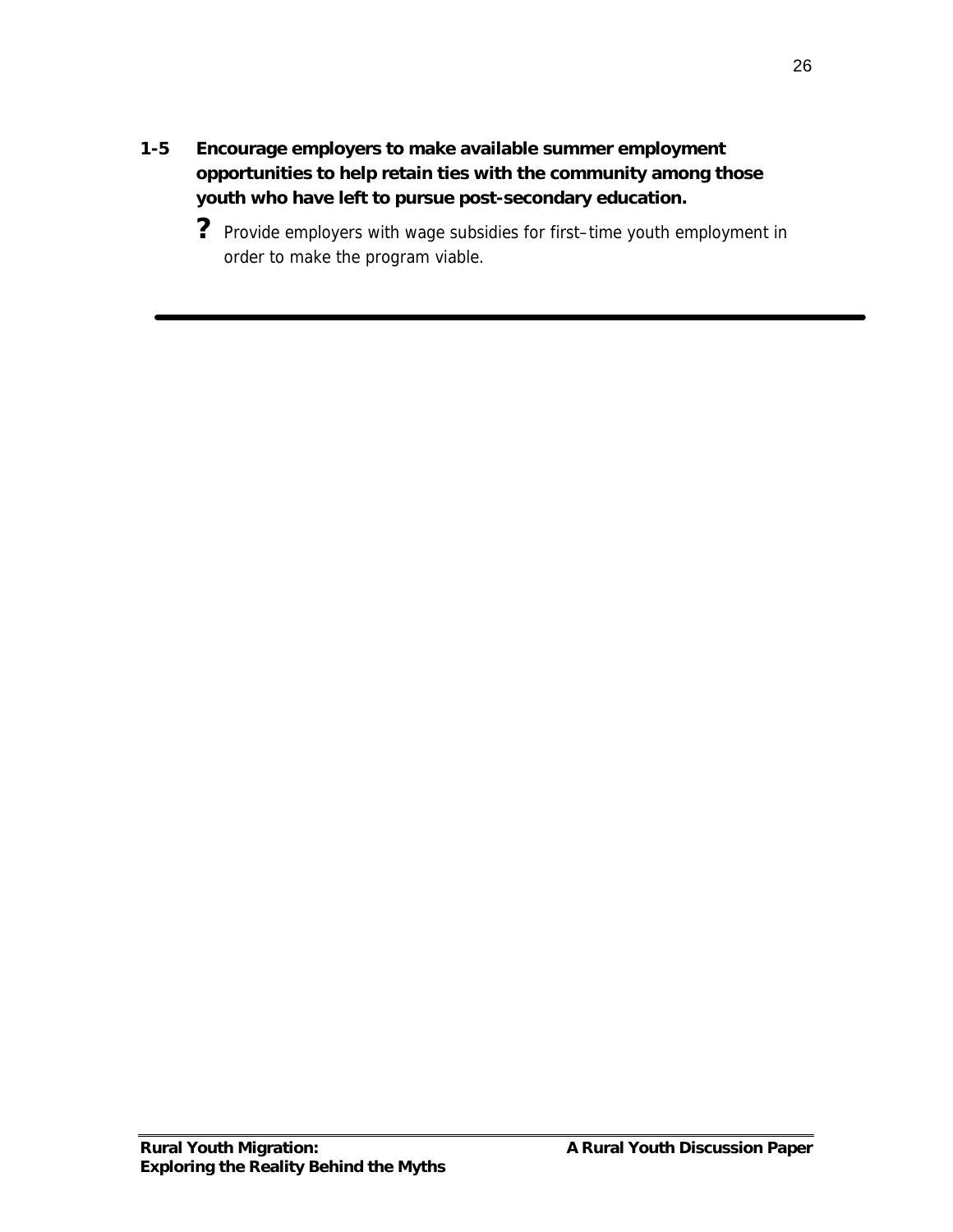**1-5 Encourage employers to make available summer employment opportunities to help retain ties with the community among those youth who have left to pursue post-secondary education.**

- ? Provide employers with wage subsidies for first–time youth employment in order to make the program viable.

---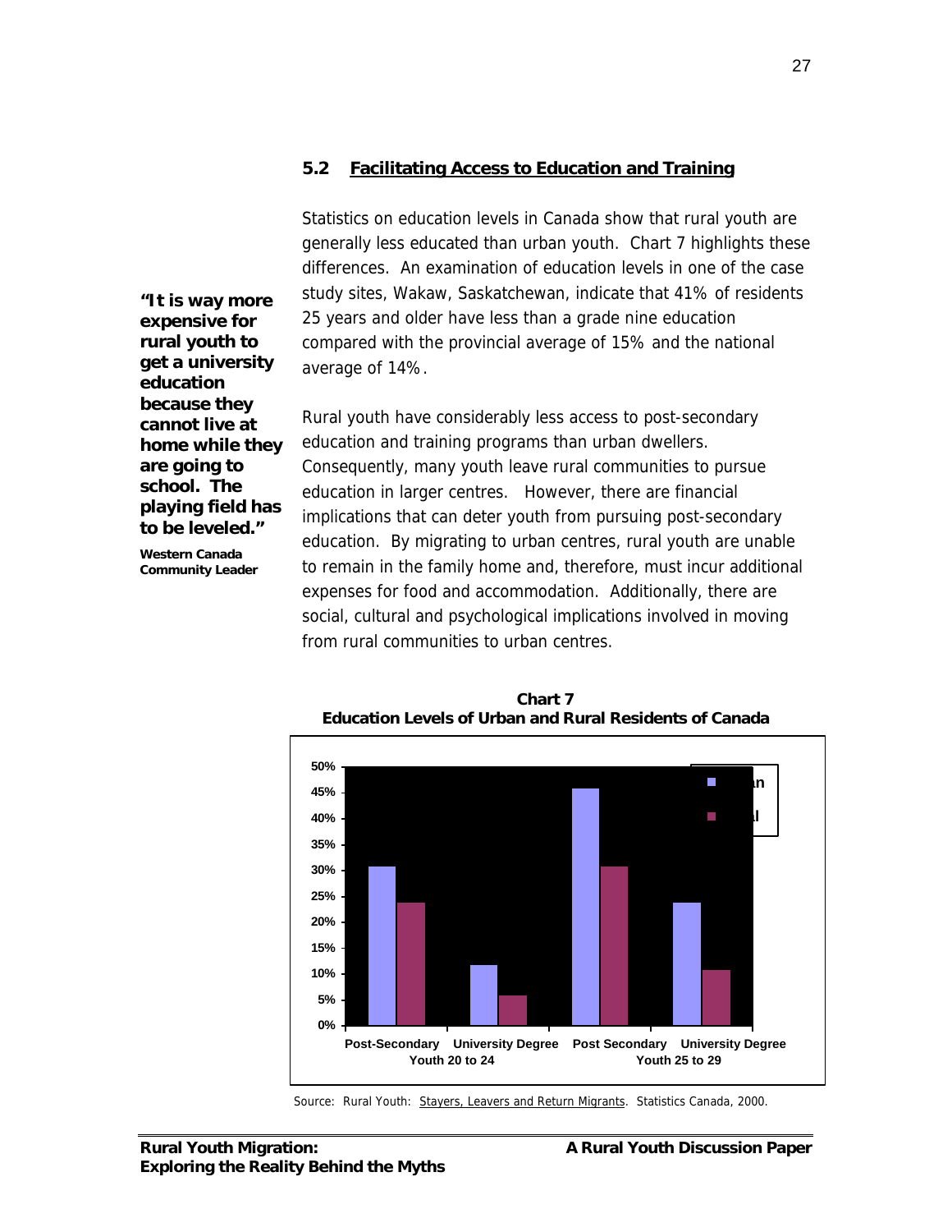## 5.2 Facilitating Access to Education and Training

Statistics on education levels in Canada show that rural youth are generally less educated than urban youth. Chart 7 highlights these differences. An examination of education levels in one of the case study sites, Wakaw, Saskatchewan, indicate that 41% of residents 25 years and older have less than a grade nine education compared with the provincial average of 15% and the national average of 14%.

> **"It is way more expensive for rural youth to get a university education because they cannot live at home while they are going to school. The playing field has to be leveled."**
>
> **Western Canada Community Leader**

Rural youth have considerably less access to post-secondary education and training programs than urban dwellers. Consequently, many youth leave rural communities to pursue education in larger centres. However, there are financial implications that can deter youth from pursuing post-secondary education. By migrating to urban centres, rural youth are unable to remain in the family home and, therefore, must incur additional expenses for food and accommodation. Additionally, there are social, cultural and psychological implications involved in moving from rural communities to urban centres.

**Chart 7**
**Education Levels of Urban and Rural Residents of Canada**

| | Youth 20 to 24 | | Youth 25 to 29 | |
|---|---|---|---|---|
| | Post-Secondary | University Degree | Post Secondary | University Degree |
| Urban | 31% | 12% | 46% | 24% |
| Rural | 24% | 6% | 31% | 11% |

Source: Rural Youth: Stayers, Leavers and Return Migrants. Statistics Canada, 2000.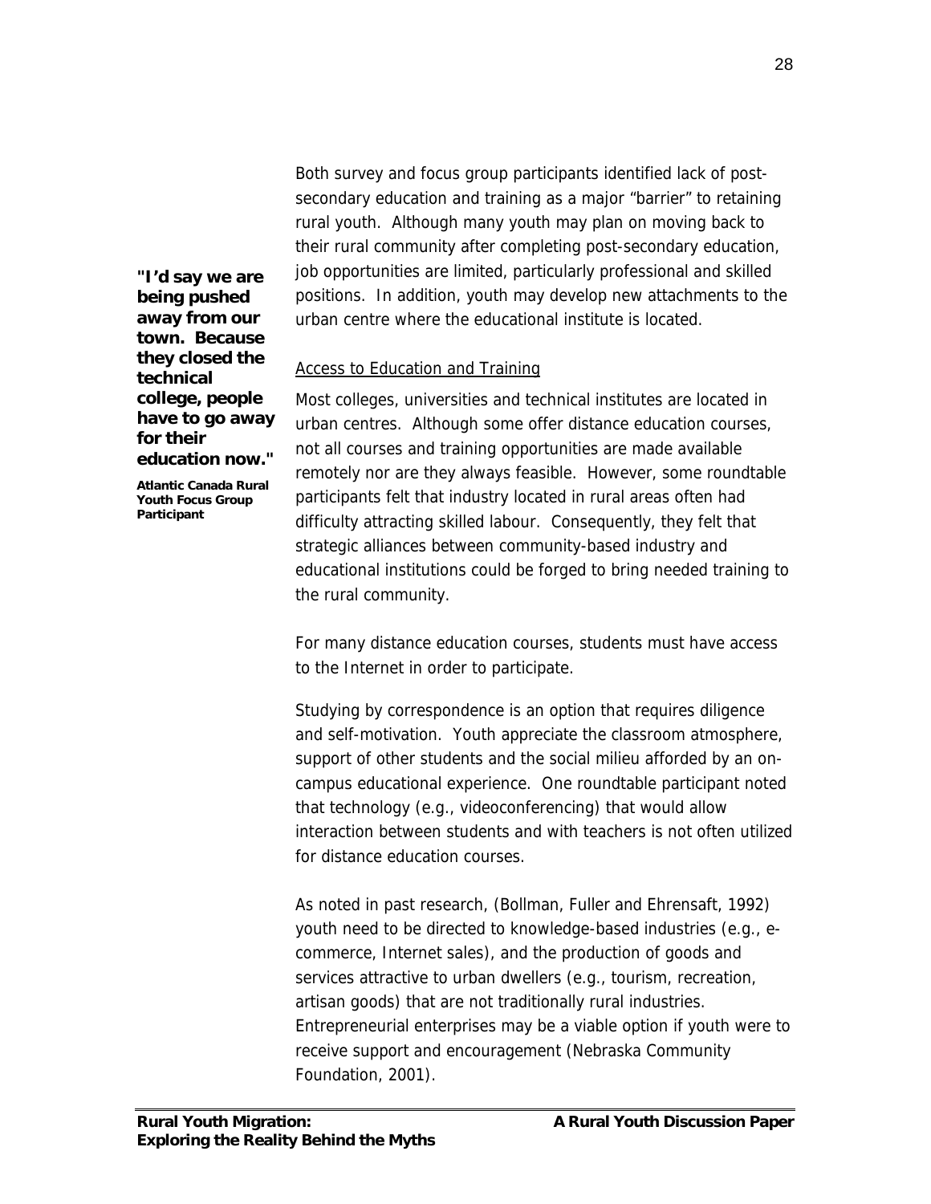Both survey and focus group participants identified lack of post-secondary education and training as a major "barrier" to retaining rural youth. Although many youth may plan on moving back to their rural community after completing post-secondary education, job opportunities are limited, particularly professional and skilled positions. In addition, youth may develop new attachments to the urban centre where the educational institute is located.

> **"I'd say we are being pushed away from our town. Because they closed the technical college, people have to go away for their education now."**
>
> **Atlantic Canada Rural Youth Focus Group Participant**

Access to Education and Training

Most colleges, universities and technical institutes are located in urban centres. Although some offer distance education courses, not all courses and training opportunities are made available remotely nor are they always feasible. However, some roundtable participants felt that industry located in rural areas often had difficulty attracting skilled labour. Consequently, they felt that strategic alliances between community-based industry and educational institutions could be forged to bring needed training to the rural community.

For many distance education courses, students must have access to the Internet in order to participate.

Studying by correspondence is an option that requires diligence and self-motivation. Youth appreciate the classroom atmosphere, support of other students and the social milieu afforded by an on-campus educational experience. One roundtable participant noted that technology (e.g., videoconferencing) that would allow interaction between students and with teachers is not often utilized for distance education courses.

As noted in past research, (Bollman, Fuller and Ehrensaft, 1992) youth need to be directed to knowledge-based industries (e.g., e-commerce, Internet sales), and the production of goods and services attractive to urban dwellers (e.g., tourism, recreation, artisan goods) that are not traditionally rural industries. Entrepreneurial enterprises may be a viable option if youth were to receive support and encouragement (Nebraska Community Foundation, 2001).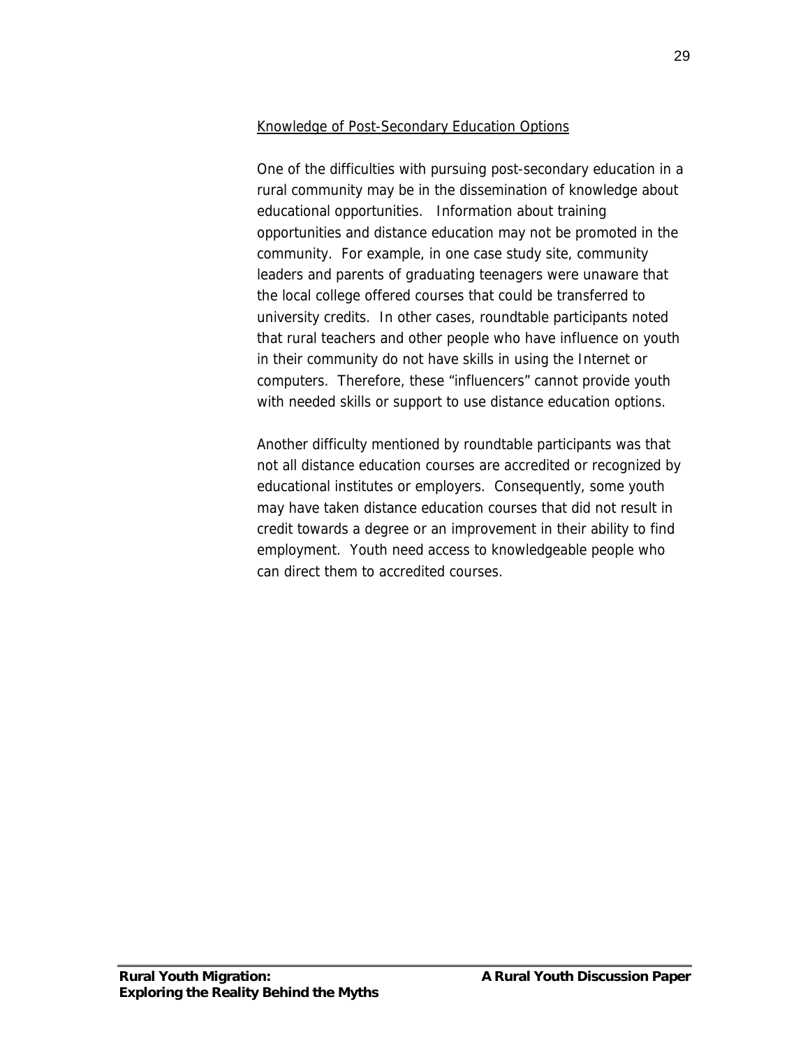### Knowledge of Post-Secondary Education Options

One of the difficulties with pursuing post-secondary education in a rural community may be in the dissemination of knowledge about educational opportunities. Information about training opportunities and distance education may not be promoted in the community. For example, in one case study site, community leaders and parents of graduating teenagers were unaware that the local college offered courses that could be transferred to university credits. In other cases, roundtable participants noted that rural teachers and other people who have influence on youth in their community do not have skills in using the Internet or computers. Therefore, these "influencers" cannot provide youth with needed skills or support to use distance education options.

Another difficulty mentioned by roundtable participants was that not all distance education courses are accredited or recognized by educational institutes or employers. Consequently, some youth may have taken distance education courses that did not result in credit towards a degree or an improvement in their ability to find employment. Youth need access to knowledgeable people who can direct them to accredited courses.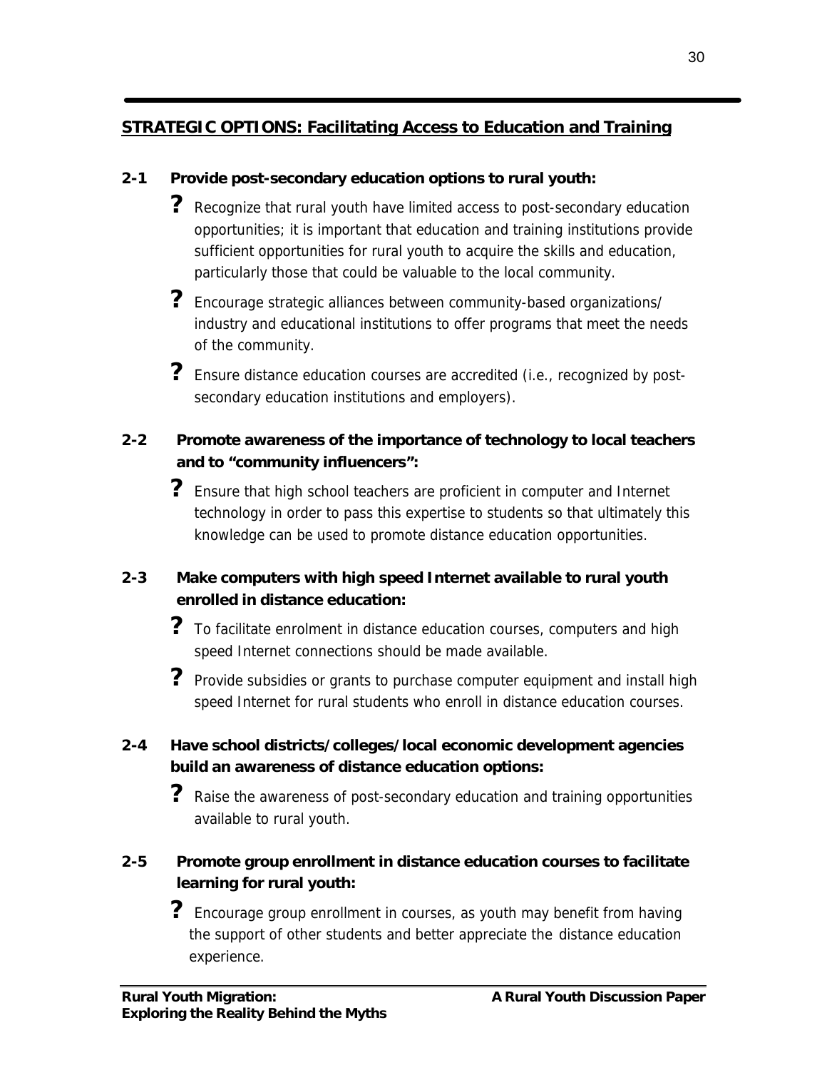## STRATEGIC OPTIONS: Facilitating Access to Education and Training

**2-1 Provide post-secondary education options to rural youth:**

- Recognize that rural youth have limited access to post-secondary education opportunities; it is important that education and training institutions provide sufficient opportunities for rural youth to acquire the skills and education, particularly those that could be valuable to the local community.
- Encourage strategic alliances between community-based organizations/ industry and educational institutions to offer programs that meet the needs of the community.
- Ensure distance education courses are accredited (i.e., recognized by post-secondary education institutions and employers).

**2-2 Promote awareness of the importance of technology to local teachers and to "community influencers":**

- Ensure that high school teachers are proficient in computer and Internet technology in order to pass this expertise to students so that ultimately this knowledge can be used to promote distance education opportunities.

**2-3 Make computers with high speed Internet available to rural youth enrolled in distance education:**

- To facilitate enrolment in distance education courses, computers and high speed Internet connections should be made available.
- Provide subsidies or grants to purchase computer equipment and install high speed Internet for rural students who enroll in distance education courses.

**2-4 Have school districts/colleges/local economic development agencies build an awareness of distance education options:**

- Raise the awareness of post-secondary education and training opportunities available to rural youth.

**2-5 Promote group enrollment in distance education courses to facilitate learning for rural youth:**

- Encourage group enrollment in courses, as youth may benefit from having the support of other students and better appreciate the distance education experience.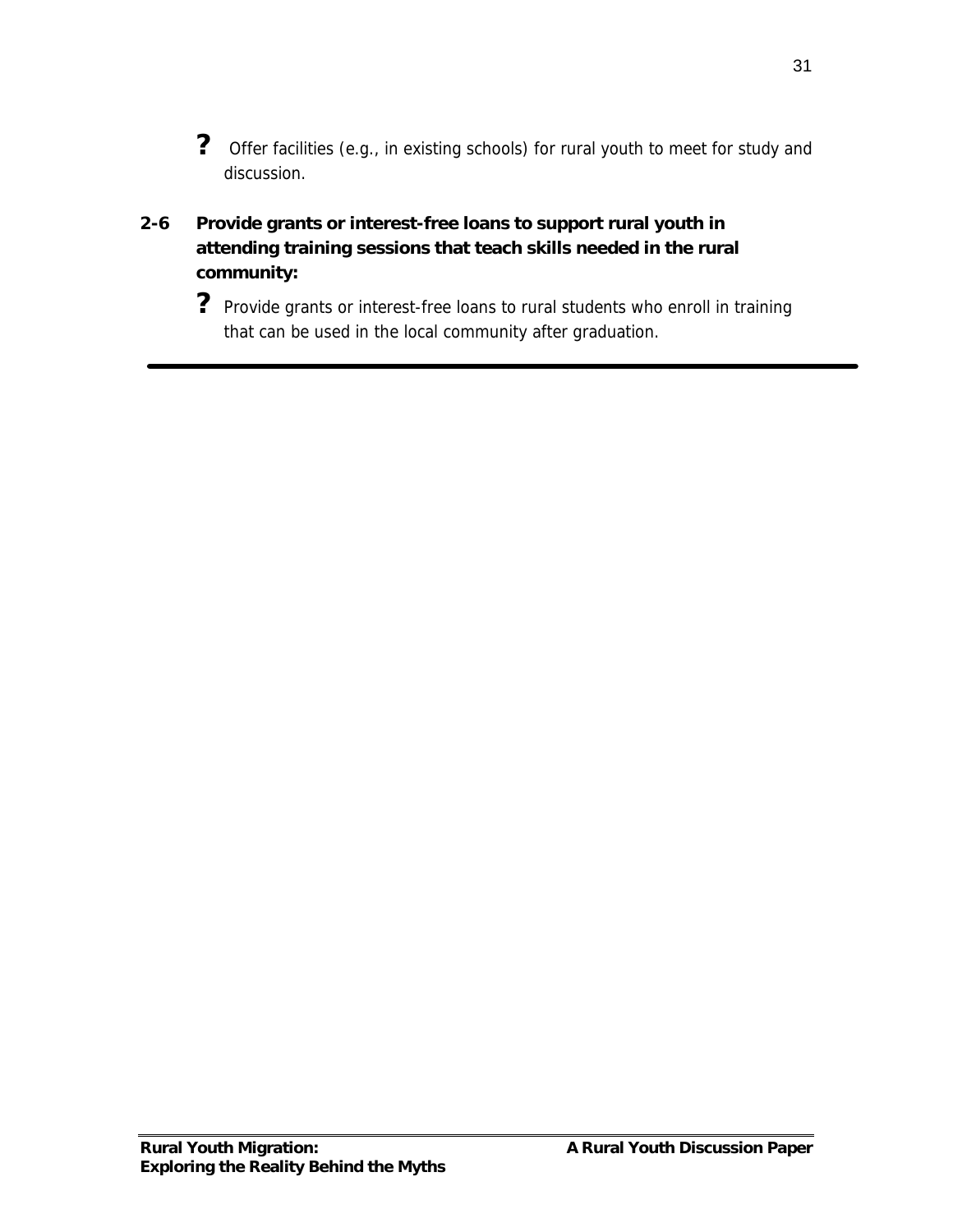- Offer facilities (e.g., in existing schools) for rural youth to meet for study and discussion.

**2-6 Provide grants or interest-free loans to support rural youth in attending training sessions that teach skills needed in the rural community:**

- Provide grants or interest-free loans to rural students who enroll in training that can be used in the local community after graduation.

---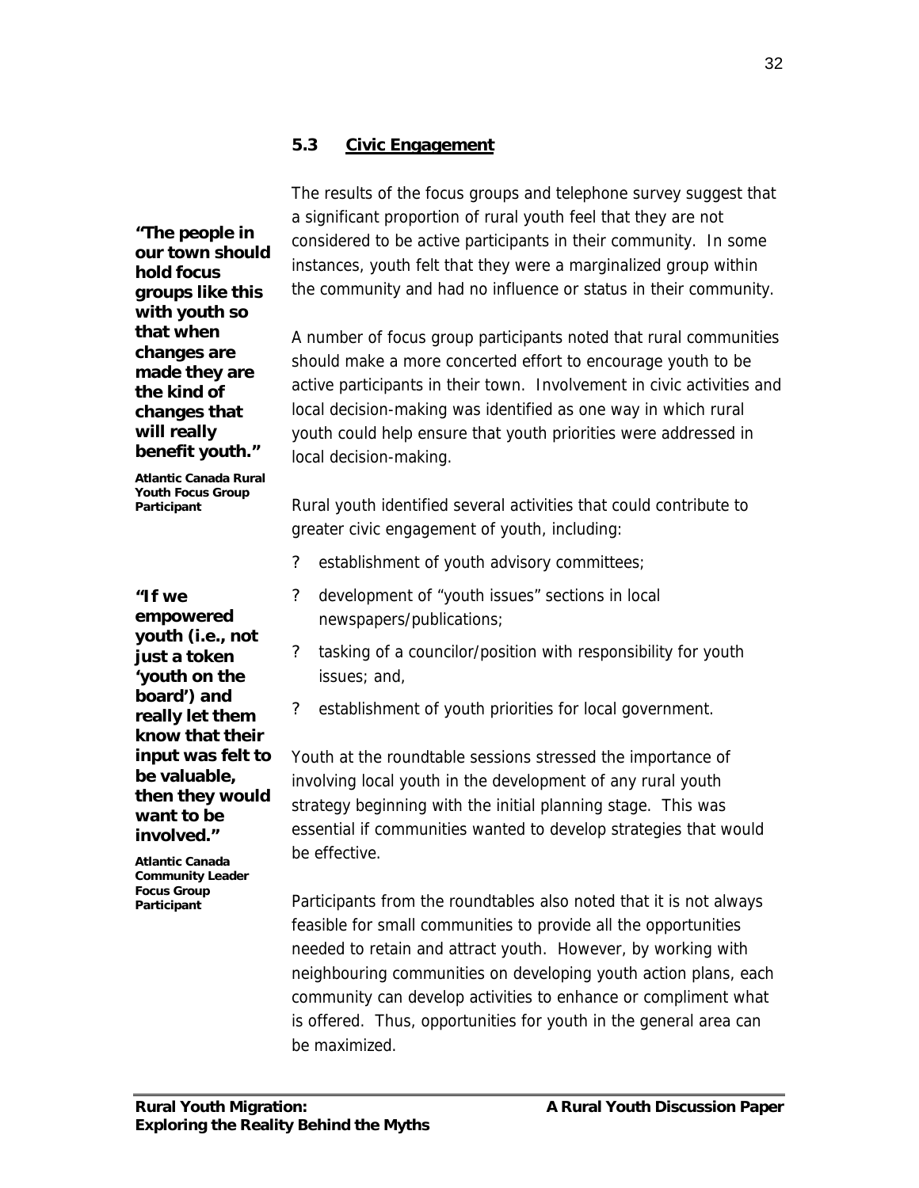## 5.3 Civic Engagement

**"The people in our town should hold focus groups like this with youth so that when changes are made they are the kind of changes that will really benefit youth."**

**Atlantic Canada Rural Youth Focus Group Participant**

The results of the focus groups and telephone survey suggest that a significant proportion of rural youth feel that they are not considered to be active participants in their community. In some instances, youth felt that they were a marginalized group within the community and had no influence or status in their community.

A number of focus group participants noted that rural communities should make a more concerted effort to encourage youth to be active participants in their town. Involvement in civic activities and local decision-making was identified as one way in which rural youth could help ensure that youth priorities were addressed in local decision-making.

Rural youth identified several activities that could contribute to greater civic engagement of youth, including:

- establishment of youth advisory committees;
- development of "youth issues" sections in local newspapers/publications;
- tasking of a councilor/position with responsibility for youth issues; and,
- establishment of youth priorities for local government.

**"If we empowered youth (i.e., not just a token 'youth on the board') and really let them know that their input was felt to be valuable, then they would want to be involved."**

**Atlantic Canada Community Leader Focus Group Participant**

Youth at the roundtable sessions stressed the importance of involving local youth in the development of any rural youth strategy beginning with the initial planning stage. This was essential if communities wanted to develop strategies that would be effective.

Participants from the roundtables also noted that it is not always feasible for small communities to provide all the opportunities needed to retain and attract youth. However, by working with neighbouring communities on developing youth action plans, each community can develop activities to enhance or compliment what is offered. Thus, opportunities for youth in the general area can be maximized.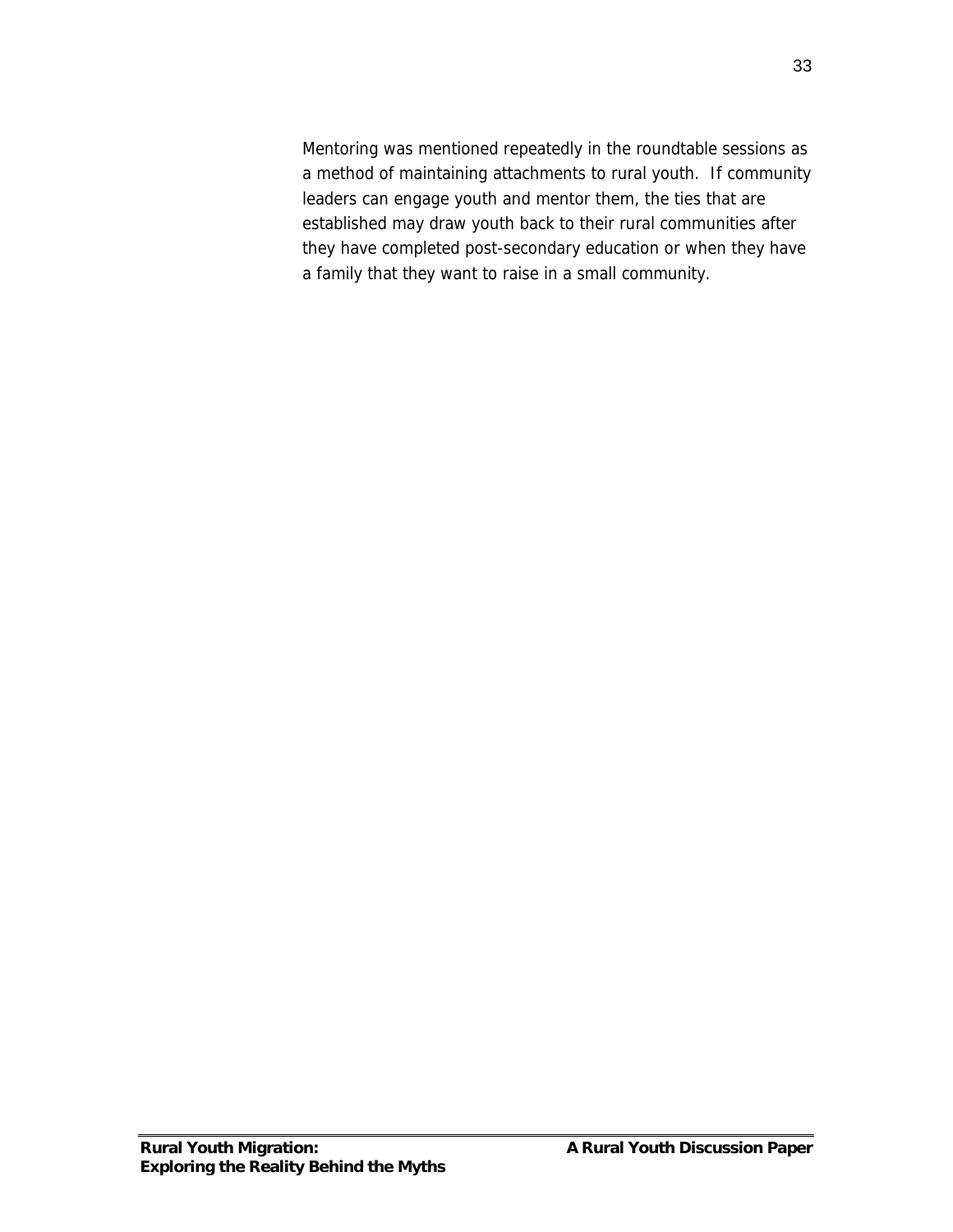Mentoring was mentioned repeatedly in the roundtable sessions as a method of maintaining attachments to rural youth.  If community leaders can engage youth and mentor them, the ties that are established may draw youth back to their rural communities after they have completed post-secondary education or when they have a family that they want to raise in a small community.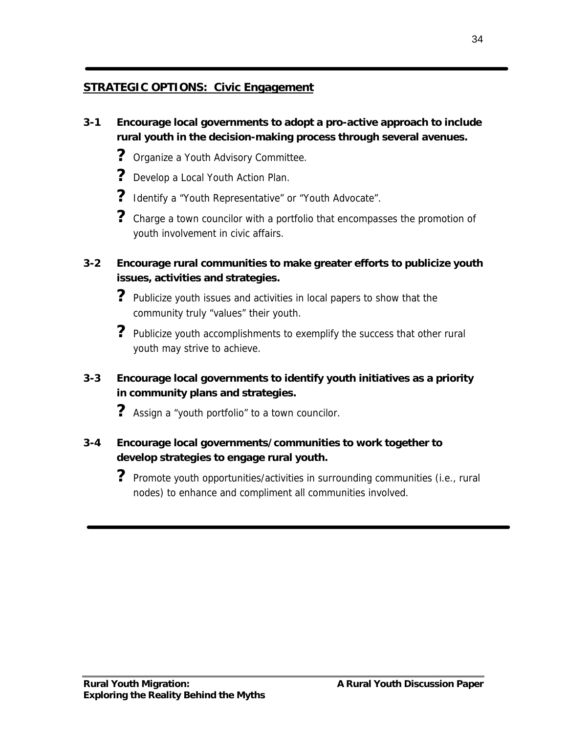## STRATEGIC OPTIONS: Civic Engagement

**3-1 Encourage local governments to adopt a pro-active approach to include rural youth in the decision-making process through several avenues.**

- Organize a Youth Advisory Committee.
- Develop a Local Youth Action Plan.
- Identify a "Youth Representative" or "Youth Advocate".
- Charge a town councilor with a portfolio that encompasses the promotion of youth involvement in civic affairs.

**3-2 Encourage rural communities to make greater efforts to publicize youth issues, activities and strategies.**

- Publicize youth issues and activities in local papers to show that the community truly "values" their youth.
- Publicize youth accomplishments to exemplify the success that other rural youth may strive to achieve.

**3-3 Encourage local governments to identify youth initiatives as a priority in community plans and strategies.**

- Assign a "youth portfolio" to a town councilor.

**3-4 Encourage local governments/communities to work together to develop strategies to engage rural youth.**

- Promote youth opportunities/activities in surrounding communities (i.e., rural nodes) to enhance and compliment all communities involved.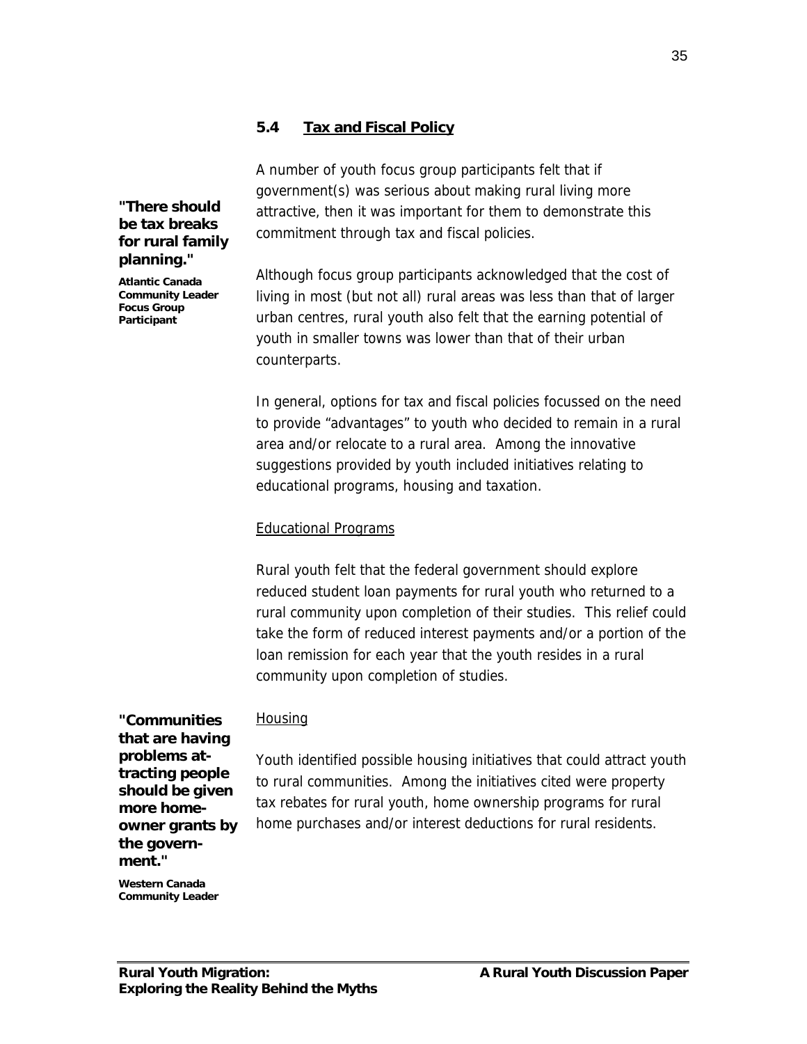## 5.4 Tax and Fiscal Policy

**"There should be tax breaks for rural family planning."**

**Atlantic Canada Community Leader Focus Group Participant**

A number of youth focus group participants felt that if government(s) was serious about making rural living more attractive, then it was important for them to demonstrate this commitment through tax and fiscal policies.

Although focus group participants acknowledged that the cost of living in most (but not all) rural areas was less than that of larger urban centres, rural youth also felt that the earning potential of youth in smaller towns was lower than that of their urban counterparts.

In general, options for tax and fiscal policies focussed on the need to provide "advantages" to youth who decided to remain in a rural area and/or relocate to a rural area. Among the innovative suggestions provided by youth included initiatives relating to educational programs, housing and taxation.

Educational Programs

Rural youth felt that the federal government should explore reduced student loan payments for rural youth who returned to a rural community upon completion of their studies. This relief could take the form of reduced interest payments and/or a portion of the loan remission for each year that the youth resides in a rural community upon completion of studies.

**"Communities that are having problems attracting people should be given more home-owner grants by the government."**

**Western Canada Community Leader**

Housing

Youth identified possible housing initiatives that could attract youth to rural communities. Among the initiatives cited were property tax rebates for rural youth, home ownership programs for rural home purchases and/or interest deductions for rural residents.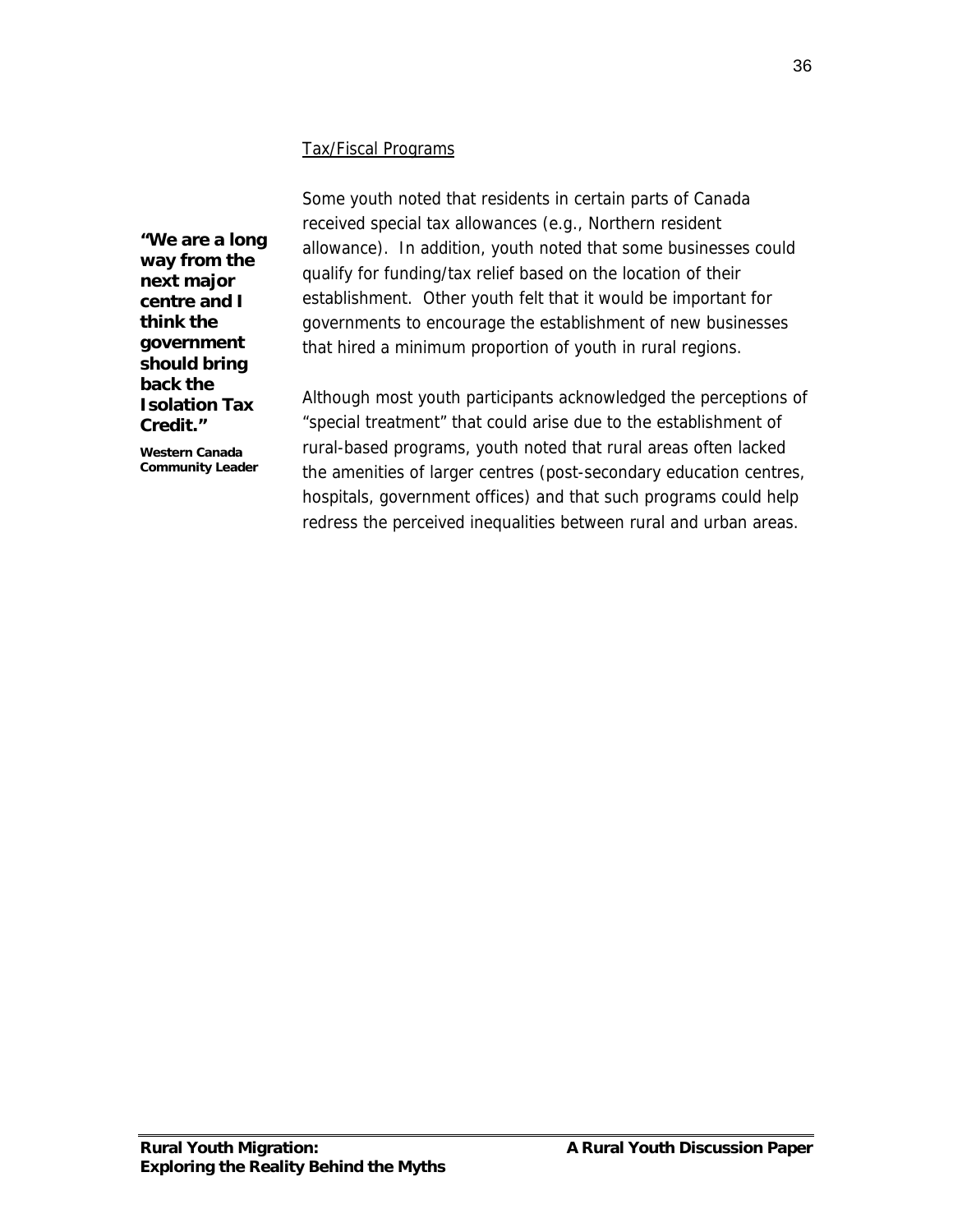Tax/Fiscal Programs

> **"We are a long way from the next major centre and I think the government should bring back the Isolation Tax Credit."**
>
> **Western Canada Community Leader**

Some youth noted that residents in certain parts of Canada received special tax allowances (e.g., Northern resident allowance). In addition, youth noted that some businesses could qualify for funding/tax relief based on the location of their establishment. Other youth felt that it would be important for governments to encourage the establishment of new businesses that hired a minimum proportion of youth in rural regions.

Although most youth participants acknowledged the perceptions of "special treatment" that could arise due to the establishment of rural-based programs, youth noted that rural areas often lacked the amenities of larger centres (post-secondary education centres, hospitals, government offices) and that such programs could help redress the perceived inequalities between rural and urban areas.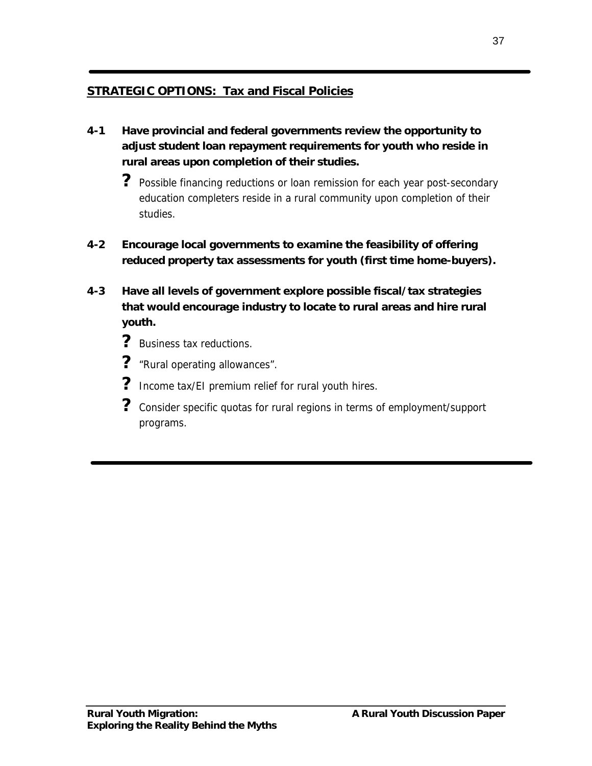## STRATEGIC OPTIONS: Tax and Fiscal Policies

**4-1 Have provincial and federal governments review the opportunity to adjust student loan repayment requirements for youth who reside in rural areas upon completion of their studies.**

- Possible financing reductions or loan remission for each year post-secondary education completers reside in a rural community upon completion of their studies.

**4-2 Encourage local governments to examine the feasibility of offering reduced property tax assessments for youth (first time home-buyers).**

**4-3 Have all levels of government explore possible fiscal/tax strategies that would encourage industry to locate to rural areas and hire rural youth.**

- Business tax reductions.
- "Rural operating allowances".
- Income tax/EI premium relief for rural youth hires.
- Consider specific quotas for rural regions in terms of employment/support programs.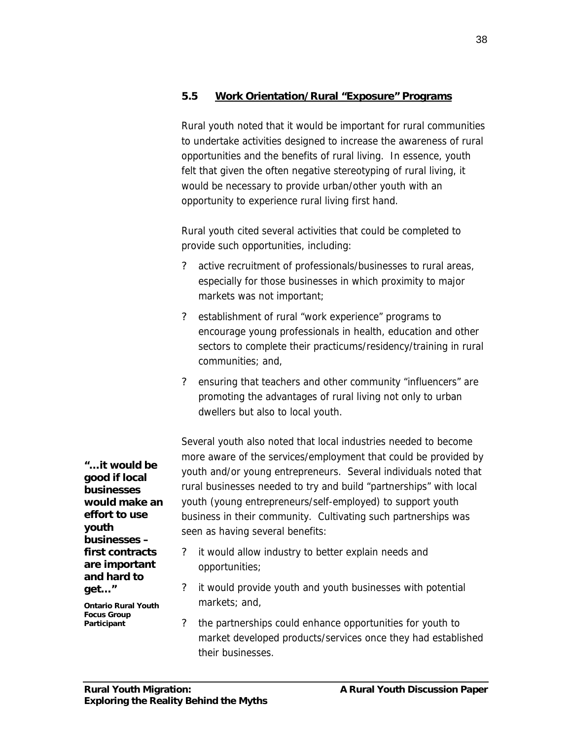## 5.5 Work Orientation/Rural "Exposure" Programs

Rural youth noted that it would be important for rural communities to undertake activities designed to increase the awareness of rural opportunities and the benefits of rural living. In essence, youth felt that given the often negative stereotyping of rural living, it would be necessary to provide urban/other youth with an opportunity to experience rural living first hand.

Rural youth cited several activities that could be completed to provide such opportunities, including:

- active recruitment of professionals/businesses to rural areas, especially for those businesses in which proximity to major markets was not important;
- establishment of rural "work experience" programs to encourage young professionals in health, education and other sectors to complete their practicums/residency/training in rural communities; and,
- ensuring that teachers and other community "influencers" are promoting the advantages of rural living not only to urban dwellers but also to local youth.

Several youth also noted that local industries needed to become more aware of the services/employment that could be provided by youth and/or young entrepreneurs. Several individuals noted that rural businesses needed to try and build "partnerships" with local youth (young entrepreneurs/self-employed) to support youth business in their community. Cultivating such partnerships was seen as having several benefits:

**"…it would be good if local businesses would make an effort to use youth businesses – first contracts are important and hard to get…"**

**Ontario Rural Youth Focus Group Participant**

- it would allow industry to better explain needs and opportunities;
- it would provide youth and youth businesses with potential markets; and,
- the partnerships could enhance opportunities for youth to market developed products/services once they had established their businesses.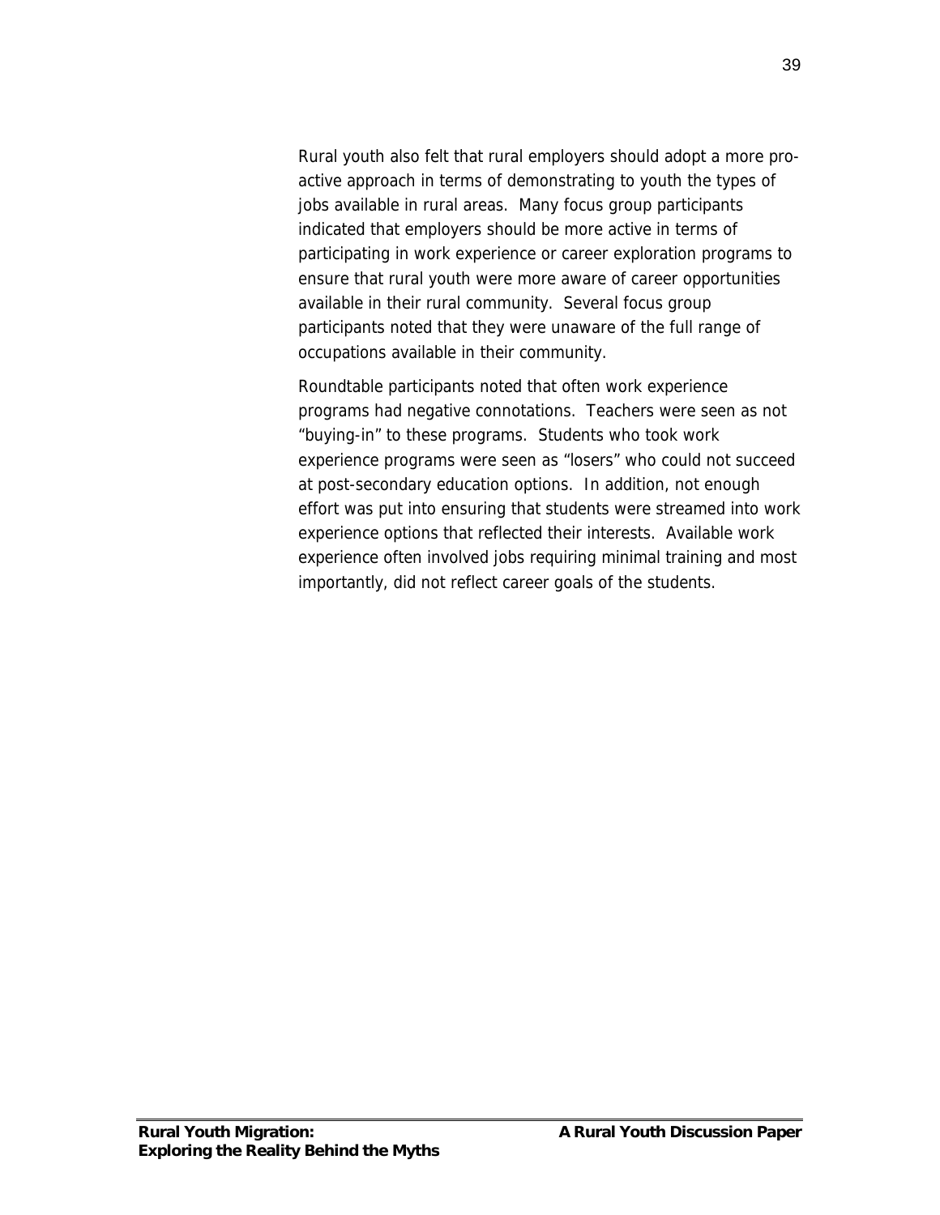Rural youth also felt that rural employers should adopt a more pro-active approach in terms of demonstrating to youth the types of jobs available in rural areas. Many focus group participants indicated that employers should be more active in terms of participating in work experience or career exploration programs to ensure that rural youth were more aware of career opportunities available in their rural community. Several focus group participants noted that they were unaware of the full range of occupations available in their community.

Roundtable participants noted that often work experience programs had negative connotations. Teachers were seen as not "buying-in" to these programs. Students who took work experience programs were seen as "losers" who could not succeed at post-secondary education options. In addition, not enough effort was put into ensuring that students were streamed into work experience options that reflected their interests. Available work experience often involved jobs requiring minimal training and most importantly, did not reflect career goals of the students.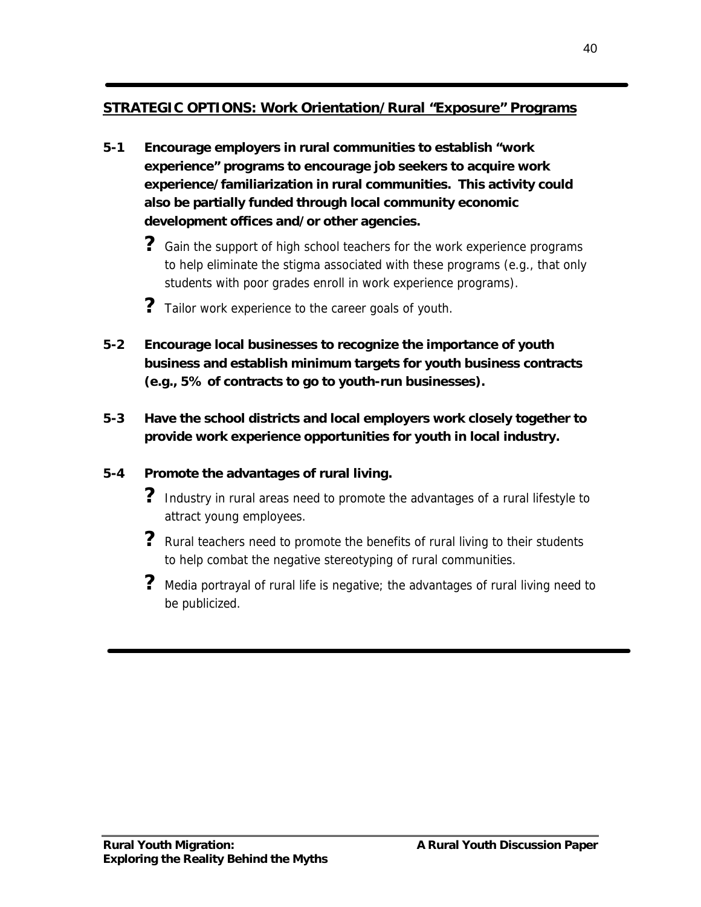## STRATEGIC OPTIONS: Work Orientation/Rural "Exposure" Programs

**5-1 Encourage employers in rural communities to establish "work experience" programs to encourage job seekers to acquire work experience/familiarization in rural communities. This activity could also be partially funded through local community economic development offices and/or other agencies.**

- Gain the support of high school teachers for the work experience programs to help eliminate the stigma associated with these programs (e.g., that only students with poor grades enroll in work experience programs).
- Tailor work experience to the career goals of youth.

**5-2 Encourage local businesses to recognize the importance of youth business and establish minimum targets for youth business contracts (e.g., 5% of contracts to go to youth-run businesses).**

**5-3 Have the school districts and local employers work closely together to provide work experience opportunities for youth in local industry.**

**5-4 Promote the advantages of rural living.**

- Industry in rural areas need to promote the advantages of a rural lifestyle to attract young employees.
- Rural teachers need to promote the benefits of rural living to their students to help combat the negative stereotyping of rural communities.
- Media portrayal of rural life is negative; the advantages of rural living need to be publicized.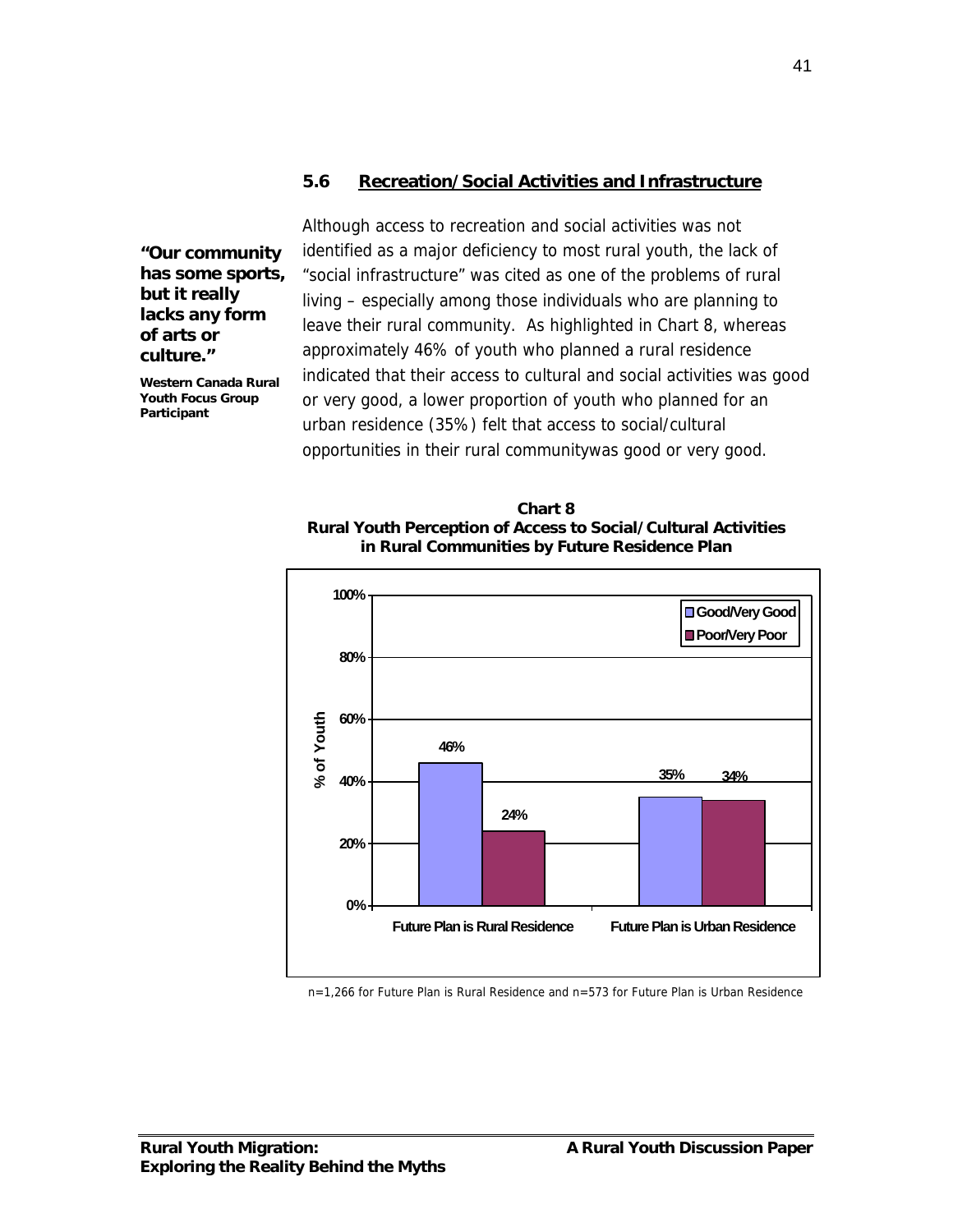## 5.6 Recreation/Social Activities and Infrastructure

> **"Our community has some sports, but it really lacks any form of arts or culture."**
>
> **Western Canada Rural Youth Focus Group Participant**

Although access to recreation and social activities was not identified as a major deficiency to most rural youth, the lack of "social infrastructure" was cited as one of the problems of rural living – especially among those individuals who are planning to leave their rural community. As highlighted in Chart 8, whereas approximately 46% of youth who planned a rural residence indicated that their access to cultural and social activities was good or very good, a lower proportion of youth who planned for an urban residence (35%) felt that access to social/cultural opportunities in their rural communitywas good or very good.

**Chart 8**
**Rural Youth Perception of Access to Social/Cultural Activities in Rural Communities by Future Residence Plan**

| % of Youth | Good/Very Good | Poor/Very Poor |
|---|---|---|
| Future Plan is Rural Residence | 46% | 24% |
| Future Plan is Urban Residence | 35% | 34% |

n=1,266 for Future Plan is Rural Residence and n=573 for Future Plan is Urban Residence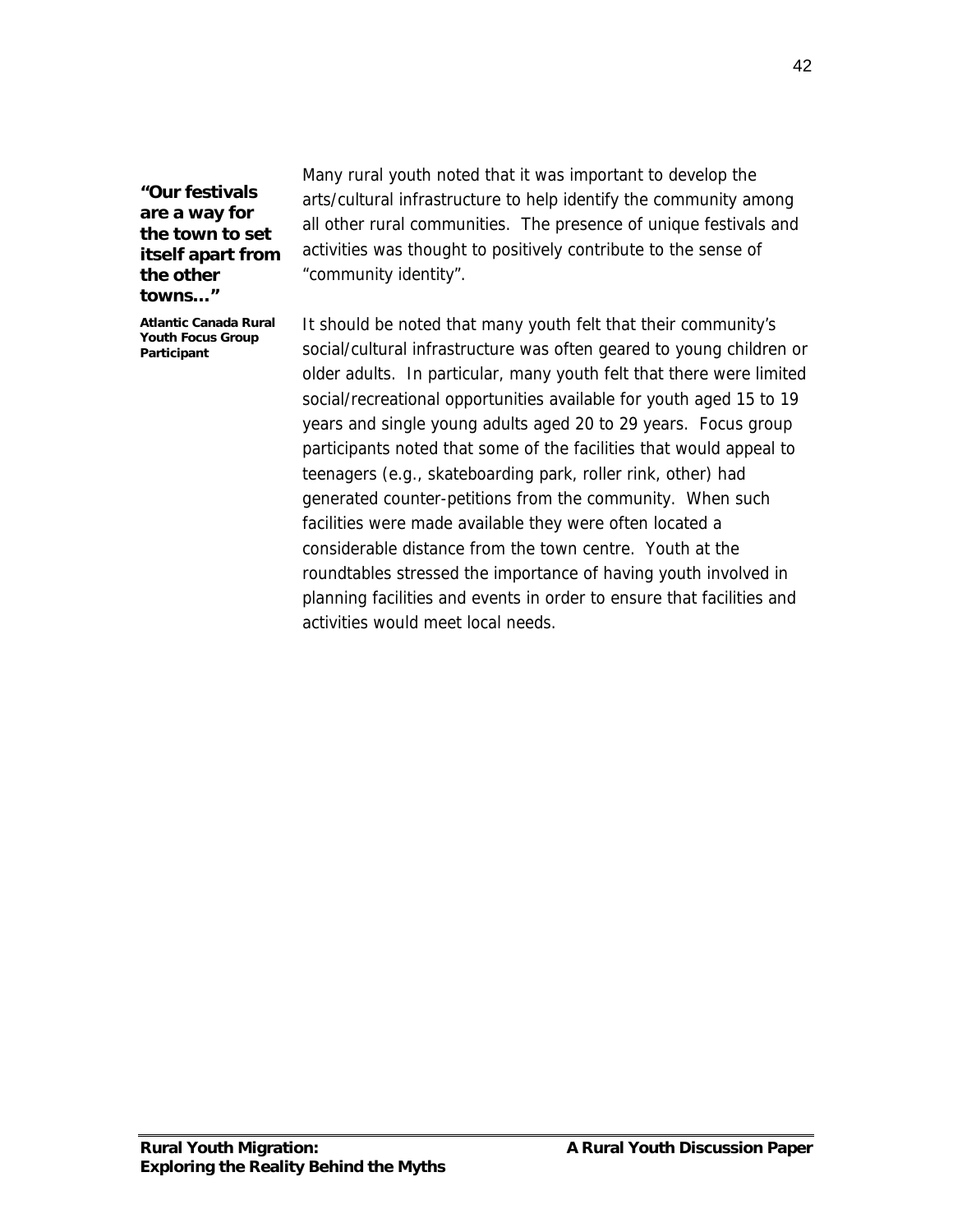**"Our festivals are a way for the town to set itself apart from the other towns…"**

**Atlantic Canada Rural Youth Focus Group Participant**

Many rural youth noted that it was important to develop the arts/cultural infrastructure to help identify the community among all other rural communities. The presence of unique festivals and activities was thought to positively contribute to the sense of "community identity".

It should be noted that many youth felt that their community's social/cultural infrastructure was often geared to young children or older adults. In particular, many youth felt that there were limited social/recreational opportunities available for youth aged 15 to 19 years and single young adults aged 20 to 29 years. Focus group participants noted that some of the facilities that would appeal to teenagers (e.g., skateboarding park, roller rink, other) had generated counter-petitions from the community. When such facilities were made available they were often located a considerable distance from the town centre. Youth at the roundtables stressed the importance of having youth involved in planning facilities and events in order to ensure that facilities and activities would meet local needs.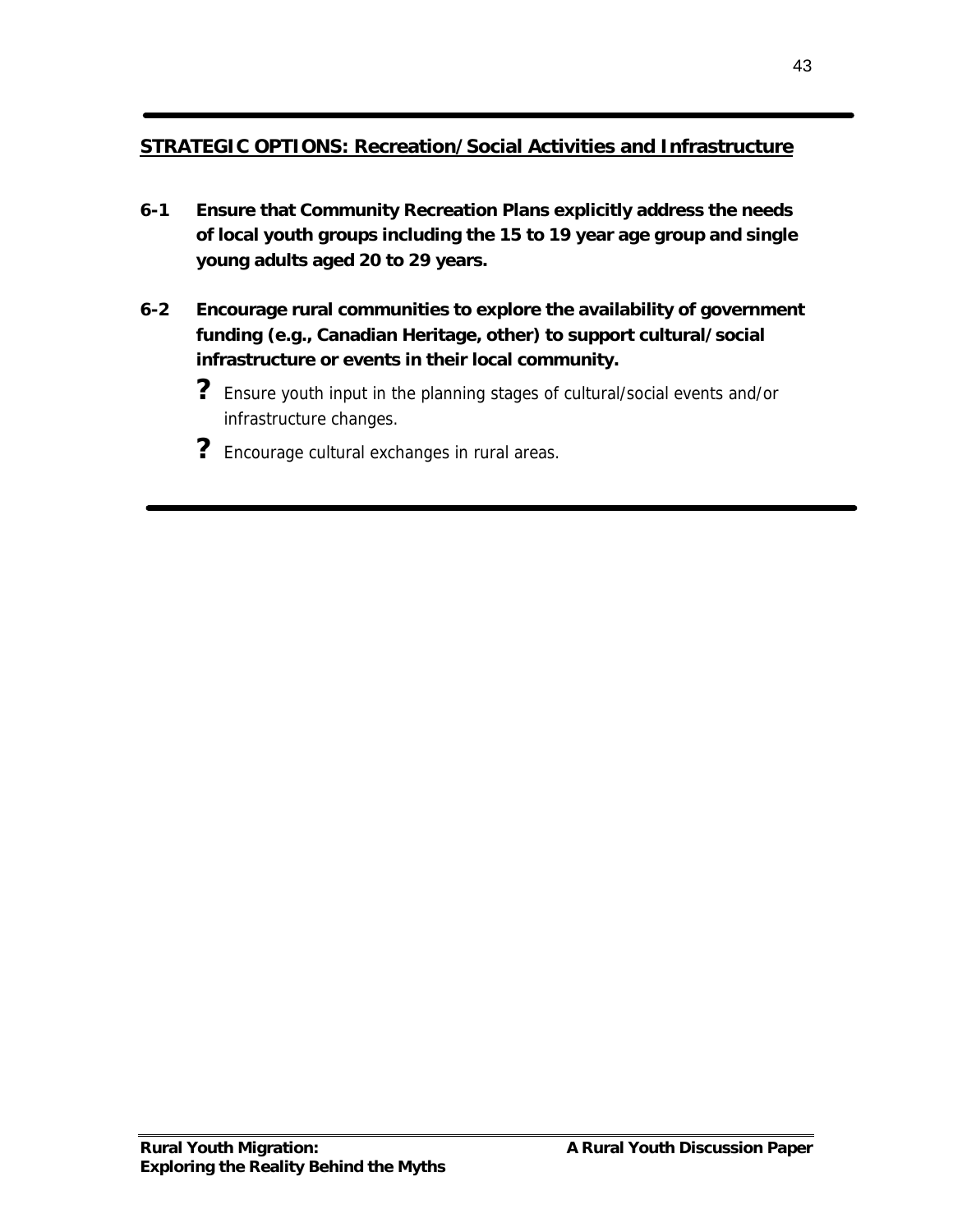## STRATEGIC OPTIONS: Recreation/Social Activities and Infrastructure

**6-1 Ensure that Community Recreation Plans explicitly address the needs of local youth groups including the 15 to 19 year age group and single young adults aged 20 to 29 years.**

**6-2 Encourage rural communities to explore the availability of government funding (e.g., Canadian Heritage, other) to support cultural/social infrastructure or events in their local community.**

- Ensure youth input in the planning stages of cultural/social events and/or infrastructure changes.
- Encourage cultural exchanges in rural areas.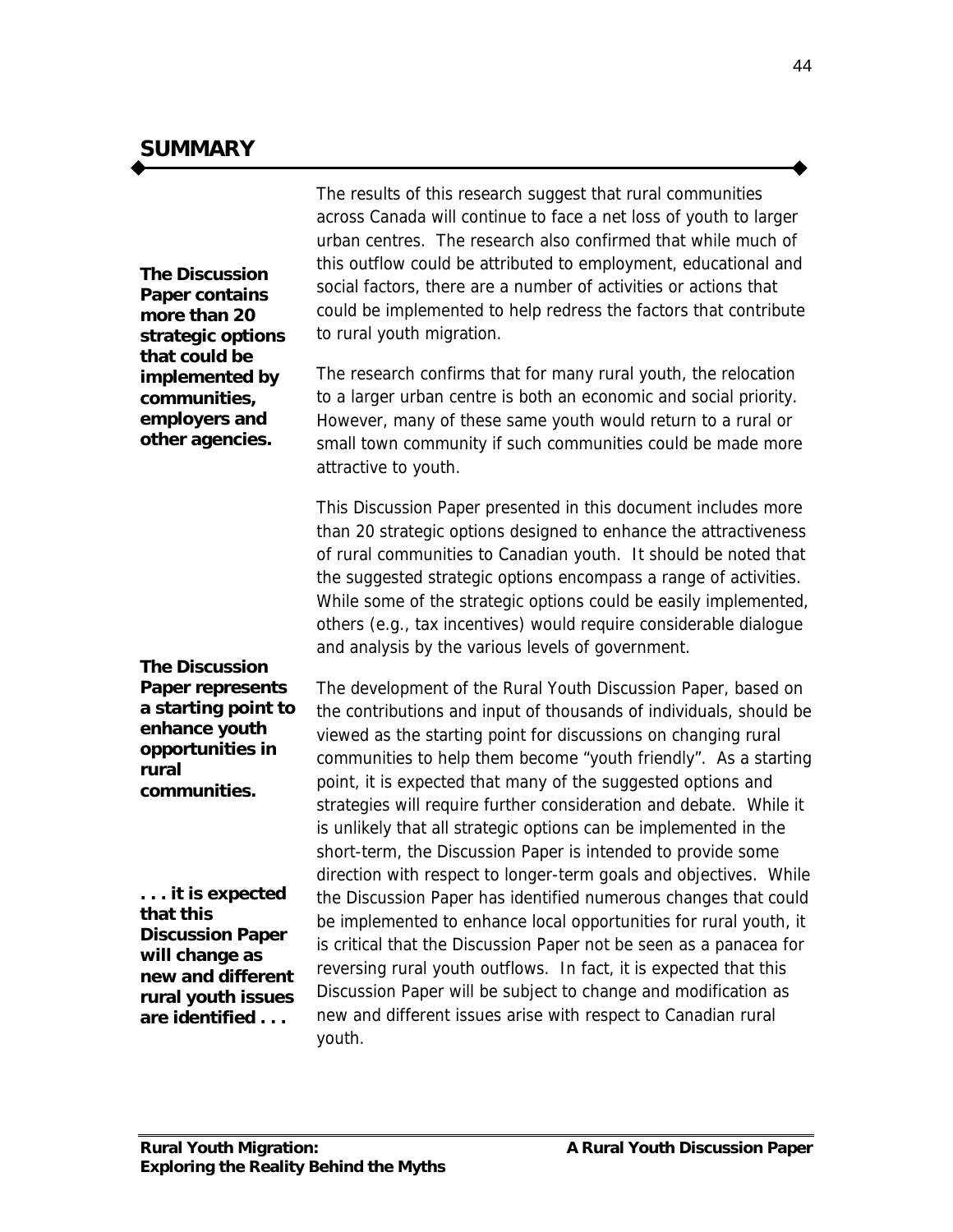## SUMMARY

**The Discussion Paper contains more than 20 strategic options that could be implemented by communities, employers and other agencies.**

The results of this research suggest that rural communities across Canada will continue to face a net loss of youth to larger urban centres. The research also confirmed that while much of this outflow could be attributed to employment, educational and social factors, there are a number of activities or actions that could be implemented to help redress the factors that contribute to rural youth migration.

The research confirms that for many rural youth, the relocation to a larger urban centre is both an economic and social priority. However, many of these same youth would return to a rural or small town community if such communities could be made more attractive to youth.

This Discussion Paper presented in this document includes more than 20 strategic options designed to enhance the attractiveness of rural communities to Canadian youth. It should be noted that the suggested strategic options encompass a range of activities. While some of the strategic options could be easily implemented, others (e.g., tax incentives) would require considerable dialogue and analysis by the various levels of government.

**The Discussion Paper represents a starting point to enhance youth opportunities in rural communities.**

**. . . it is expected that this Discussion Paper will change as new and different rural youth issues are identified . . .**

The development of the Rural Youth Discussion Paper, based on the contributions and input of thousands of individuals, should be viewed as the starting point for discussions on changing rural communities to help them become "youth friendly". As a starting point, it is expected that many of the suggested options and strategies will require further consideration and debate. While it is unlikely that all strategic options can be implemented in the short-term, the Discussion Paper is intended to provide some direction with respect to longer-term goals and objectives. While the Discussion Paper has identified numerous changes that could be implemented to enhance local opportunities for rural youth, it is critical that the Discussion Paper not be seen as a panacea for reversing rural youth outflows. In fact, it is expected that this Discussion Paper will be subject to change and modification as new and different issues arise with respect to Canadian rural youth.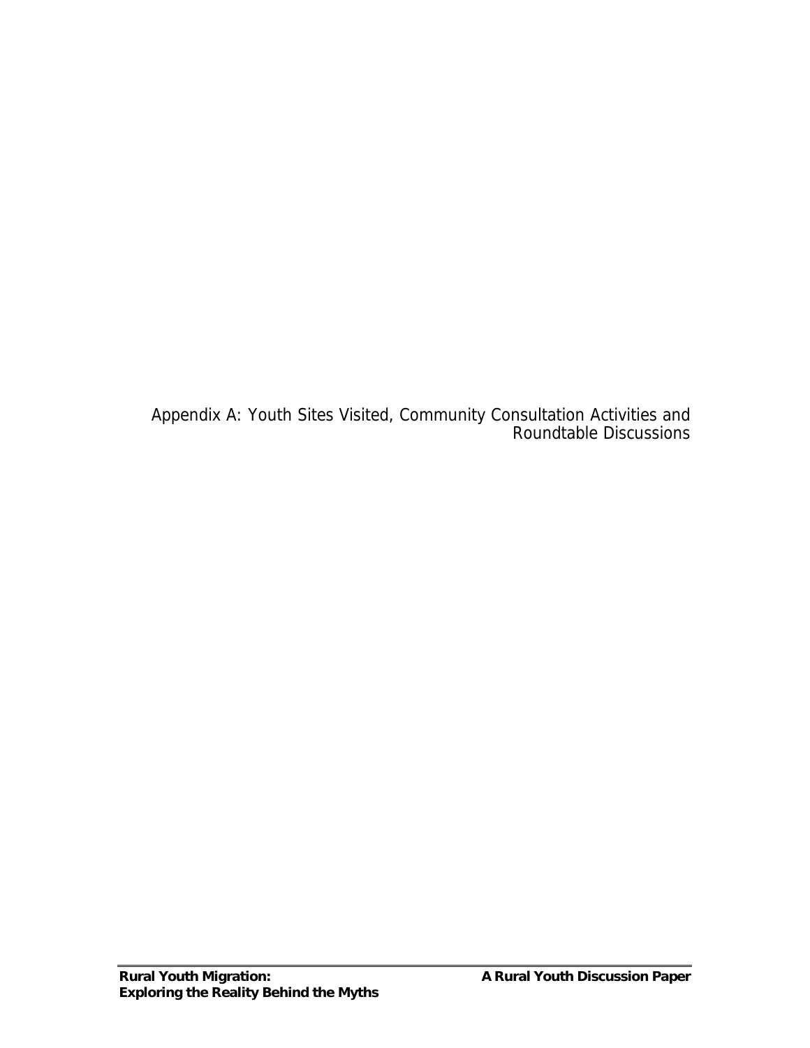# Appendix A: Youth Sites Visited, Community Consultation Activities and Roundtable Discussions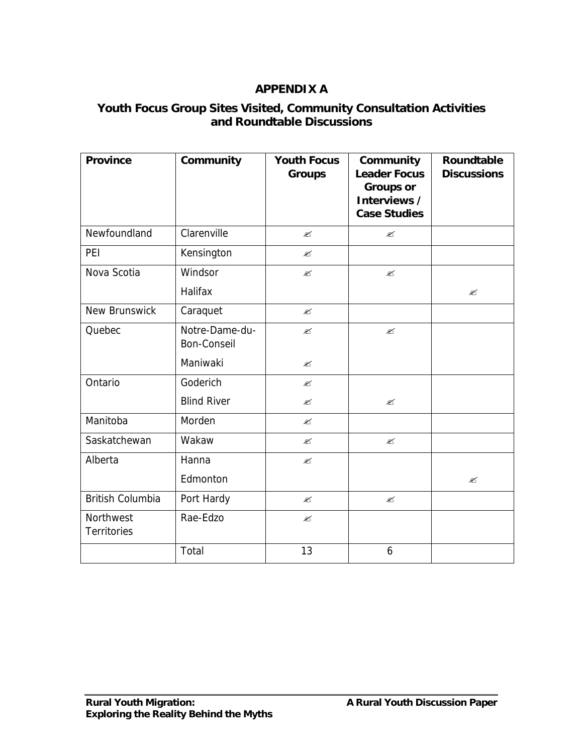## APPENDIX A

### Youth Focus Group Sites Visited, Community Consultation Activities and Roundtable Discussions

| Province | Community | Youth Focus Groups | Community Leader Focus Groups or Interviews / Case Studies | Roundtable Discussions |
|---|---|---|---|---|
| Newfoundland | Clarenville | ✍ | ✍ | |
| PEI | Kensington | ✍ | | |
| Nova Scotia | Windsor | ✍ | ✍ | |
| | Halifax | | | ✍ |
| New Brunswick | Caraquet | ✍ | | |
| Quebec | Notre-Dame-du-Bon-Conseil | ✍ | ✍ | |
| | Maniwaki | ✍ | | |
| Ontario | Goderich | ✍ | | |
| | Blind River | ✍ | ✍ | |
| Manitoba | Morden | ✍ | | |
| Saskatchewan | Wakaw | ✍ | ✍ | |
| Alberta | Hanna | ✍ | | |
| | Edmonton | | | ✍ |
| British Columbia | Port Hardy | ✍ | ✍ | |
| Northwest Territories | Rae-Edzo | ✍ | | |
| | Total | 13 | 6 | |